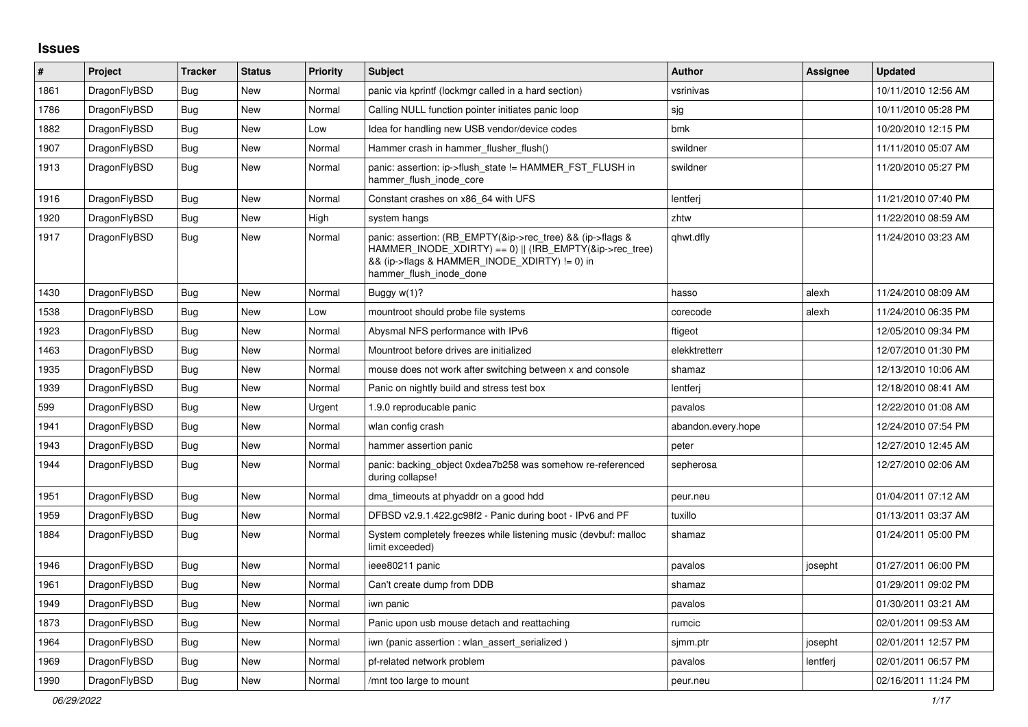# Issues

| # | Project | Tracker | Status | Priority | Subject | Author | Assignee | Updated |
|---|---|---|---|---|---|---|---|---|
| 1861 | DragonFlyBSD | Bug | New | Normal | panic via kprintf (lockmgr called in a hard section) | vsrinivas | | 10/11/2010 12:56 AM |
| 1786 | DragonFlyBSD | Bug | New | Normal | Calling NULL function pointer initiates panic loop | sjg | | 10/11/2010 05:28 PM |
| 1882 | DragonFlyBSD | Bug | New | Low | Idea for handling new USB vendor/device codes | bmk | | 10/20/2010 12:15 PM |
| 1907 | DragonFlyBSD | Bug | New | Normal | Hammer crash in hammer_flusher_flush() | swildner | | 11/11/2010 05:07 AM |
| 1913 | DragonFlyBSD | Bug | New | Normal | panic: assertion: ip->flush_state != HAMMER_FST_FLUSH in hammer_flush_inode_core | swildner | | 11/20/2010 05:27 PM |
| 1916 | DragonFlyBSD | Bug | New | Normal | Constant crashes on x86_64 with UFS | lentferj | | 11/21/2010 07:40 PM |
| 1920 | DragonFlyBSD | Bug | New | High | system hangs | zhtw | | 11/22/2010 08:59 AM |
| 1917 | DragonFlyBSD | Bug | New | Normal | panic: assertion: (RB_EMPTY(&ip->rec_tree) && (ip->flags & HAMMER_INODE_XDIRTY) == 0) \|\| (!RB_EMPTY(&ip->rec_tree) && (ip->flags & HAMMER_INODE_XDIRTY) != 0) in hammer_flush_inode_done | qhwt.dfly | | 11/24/2010 03:23 AM |
| 1430 | DragonFlyBSD | Bug | New | Normal | Buggy w(1)? | hasso | alexh | 11/24/2010 08:09 AM |
| 1538 | DragonFlyBSD | Bug | New | Low | mountroot should probe file systems | corecode | alexh | 11/24/2010 06:35 PM |
| 1923 | DragonFlyBSD | Bug | New | Normal | Abysmal NFS performance with IPv6 | ftigeot | | 12/05/2010 09:34 PM |
| 1463 | DragonFlyBSD | Bug | New | Normal | Mountroot before drives are initialized | elekktretterr | | 12/07/2010 01:30 PM |
| 1935 | DragonFlyBSD | Bug | New | Normal | mouse does not work after switching between x and console | shamaz | | 12/13/2010 10:06 AM |
| 1939 | DragonFlyBSD | Bug | New | Normal | Panic on nightly build and stress test box | lentferj | | 12/18/2010 08:41 AM |
| 599 | DragonFlyBSD | Bug | New | Urgent | 1.9.0 reproducable panic | pavalos | | 12/22/2010 01:08 AM |
| 1941 | DragonFlyBSD | Bug | New | Normal | wlan config crash | abandon.every.hope | | 12/24/2010 07:54 PM |
| 1943 | DragonFlyBSD | Bug | New | Normal | hammer assertion panic | peter | | 12/27/2010 12:45 AM |
| 1944 | DragonFlyBSD | Bug | New | Normal | panic: backing_object 0xdea7b258 was somehow re-referenced during collapse! | sepherosa | | 12/27/2010 02:06 AM |
| 1951 | DragonFlyBSD | Bug | New | Normal | dma_timeouts at phyaddr on a good hdd | peur.neu | | 01/04/2011 07:12 AM |
| 1959 | DragonFlyBSD | Bug | New | Normal | DFBSD v2.9.1.422.gc98f2 - Panic during boot - IPv6 and PF | tuxillo | | 01/13/2011 03:37 AM |
| 1884 | DragonFlyBSD | Bug | New | Normal | System completely freezes while listening music (devbuf: malloc limit exceeded) | shamaz | | 01/24/2011 05:00 PM |
| 1946 | DragonFlyBSD | Bug | New | Normal | ieee80211 panic | pavalos | josepht | 01/27/2011 06:00 PM |
| 1961 | DragonFlyBSD | Bug | New | Normal | Can't create dump from DDB | shamaz | | 01/29/2011 09:02 PM |
| 1949 | DragonFlyBSD | Bug | New | Normal | iwn panic | pavalos | | 01/30/2011 03:21 AM |
| 1873 | DragonFlyBSD | Bug | New | Normal | Panic upon usb mouse detach and reattaching | rumcic | | 02/01/2011 09:53 AM |
| 1964 | DragonFlyBSD | Bug | New | Normal | iwn (panic assertion : wlan_assert_serialized ) | sjmm.ptr | josepht | 02/01/2011 12:57 PM |
| 1969 | DragonFlyBSD | Bug | New | Normal | pf-related network problem | pavalos | lentferj | 02/01/2011 06:57 PM |
| 1990 | DragonFlyBSD | Bug | New | Normal | /mnt too large to mount | peur.neu | | 02/16/2011 11:24 PM |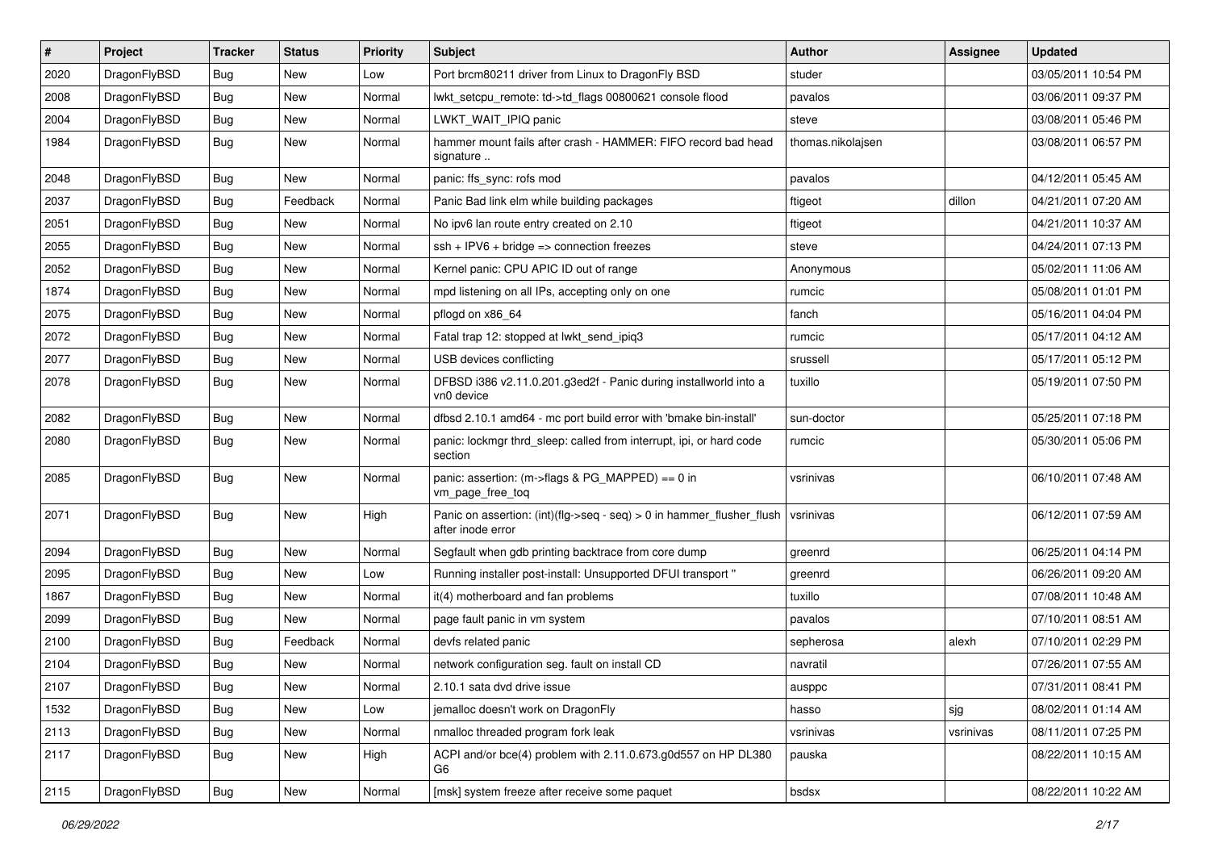| # | Project | Tracker | Status | Priority | Subject | Author | Assignee | Updated |
|---|---|---|---|---|---|---|---|---|
| 2020 | DragonFlyBSD | Bug | New | Low | Port brcm80211 driver from Linux to DragonFly BSD | studer | | 03/05/2011 10:54 PM |
| 2008 | DragonFlyBSD | Bug | New | Normal | lwkt_setcpu_remote: td->td_flags 00800621 console flood | pavalos | | 03/06/2011 09:37 PM |
| 2004 | DragonFlyBSD | Bug | New | Normal | LWKT_WAIT_IPIQ panic | steve | | 03/08/2011 05:46 PM |
| 1984 | DragonFlyBSD | Bug | New | Normal | hammer mount fails after crash - HAMMER: FIFO record bad head signature .. | thomas.nikolajsen | | 03/08/2011 06:57 PM |
| 2048 | DragonFlyBSD | Bug | New | Normal | panic: ffs_sync: rofs mod | pavalos | | 04/12/2011 05:45 AM |
| 2037 | DragonFlyBSD | Bug | Feedback | Normal | Panic Bad link elm while building packages | ftigeot | dillon | 04/21/2011 07:20 AM |
| 2051 | DragonFlyBSD | Bug | New | Normal | No ipv6 lan route entry created on 2.10 | ftigeot | | 04/21/2011 10:37 AM |
| 2055 | DragonFlyBSD | Bug | New | Normal | ssh + IPV6 + bridge => connection freezes | steve | | 04/24/2011 07:13 PM |
| 2052 | DragonFlyBSD | Bug | New | Normal | Kernel panic: CPU APIC ID out of range | Anonymous | | 05/02/2011 11:06 AM |
| 1874 | DragonFlyBSD | Bug | New | Normal | mpd listening on all IPs, accepting only on one | rumcic | | 05/08/2011 01:01 PM |
| 2075 | DragonFlyBSD | Bug | New | Normal | pflogd on x86_64 | fanch | | 05/16/2011 04:04 PM |
| 2072 | DragonFlyBSD | Bug | New | Normal | Fatal trap 12: stopped at lwkt_send_ipiq3 | rumcic | | 05/17/2011 04:12 AM |
| 2077 | DragonFlyBSD | Bug | New | Normal | USB devices conflicting | srussell | | 05/17/2011 05:12 PM |
| 2078 | DragonFlyBSD | Bug | New | Normal | DFBSD i386 v2.11.0.201.g3ed2f - Panic during installworld into a vn0 device | tuxillo | | 05/19/2011 07:50 PM |
| 2082 | DragonFlyBSD | Bug | New | Normal | dfbsd 2.10.1 amd64 - mc port build error with 'bmake bin-install' | sun-doctor | | 05/25/2011 07:18 PM |
| 2080 | DragonFlyBSD | Bug | New | Normal | panic: lockmgr thrd_sleep: called from interrupt, ipi, or hard code section | rumcic | | 05/30/2011 05:06 PM |
| 2085 | DragonFlyBSD | Bug | New | Normal | panic: assertion: (m->flags & PG_MAPPED) == 0 in vm_page_free_toq | vsrinivas | | 06/10/2011 07:48 AM |
| 2071 | DragonFlyBSD | Bug | New | High | Panic on assertion: (int)(flg->seq - seq) > 0 in hammer_flusher_flush after inode error | vsrinivas | | 06/12/2011 07:59 AM |
| 2094 | DragonFlyBSD | Bug | New | Normal | Segfault when gdb printing backtrace from core dump | greenrd | | 06/25/2011 04:14 PM |
| 2095 | DragonFlyBSD | Bug | New | Low | Running installer post-install: Unsupported DFUI transport " | greenrd | | 06/26/2011 09:20 AM |
| 1867 | DragonFlyBSD | Bug | New | Normal | it(4) motherboard and fan problems | tuxillo | | 07/08/2011 10:48 AM |
| 2099 | DragonFlyBSD | Bug | New | Normal | page fault panic in vm system | pavalos | | 07/10/2011 08:51 AM |
| 2100 | DragonFlyBSD | Bug | Feedback | Normal | devfs related panic | sepherosa | alexh | 07/10/2011 02:29 PM |
| 2104 | DragonFlyBSD | Bug | New | Normal | network configuration seg. fault on install CD | navratil | | 07/26/2011 07:55 AM |
| 2107 | DragonFlyBSD | Bug | New | Normal | 2.10.1 sata dvd drive issue | ausppc | | 07/31/2011 08:41 PM |
| 1532 | DragonFlyBSD | Bug | New | Low | jemalloc doesn't work on DragonFly | hasso | sjg | 08/02/2011 01:14 AM |
| 2113 | DragonFlyBSD | Bug | New | Normal | nmalloc threaded program fork leak | vsrinivas | vsrinivas | 08/11/2011 07:25 PM |
| 2117 | DragonFlyBSD | Bug | New | High | ACPI and/or bce(4) problem with 2.11.0.673.g0d557 on HP DL380 G6 | pauska | | 08/22/2011 10:15 AM |
| 2115 | DragonFlyBSD | Bug | New | Normal | [msk] system freeze after receive some paquet | bsdsx | | 08/22/2011 10:22 AM |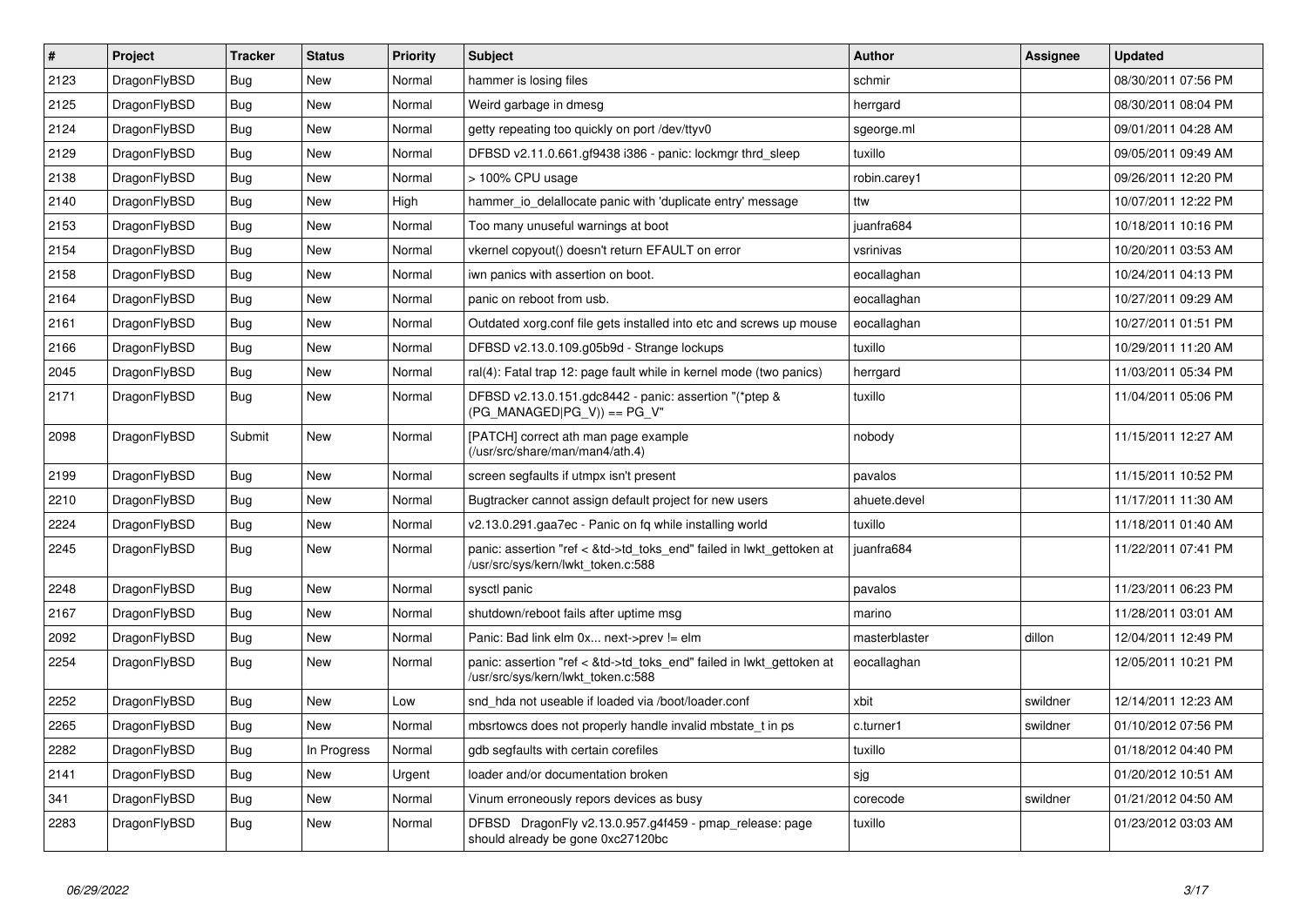| # | Project | Tracker | Status | Priority | Subject | Author | Assignee | Updated |
|---|---|---|---|---|---|---|---|---|
| 2123 | DragonFlyBSD | Bug | New | Normal | hammer is losing files | schmir | | 08/30/2011 07:56 PM |
| 2125 | DragonFlyBSD | Bug | New | Normal | Weird garbage in dmesg | herrgard | | 08/30/2011 08:04 PM |
| 2124 | DragonFlyBSD | Bug | New | Normal | getty repeating too quickly on port /dev/ttyv0 | sgeorge.ml | | 09/01/2011 04:28 AM |
| 2129 | DragonFlyBSD | Bug | New | Normal | DFBSD v2.11.0.661.gf9438 i386 - panic: lockmgr thrd_sleep | tuxillo | | 09/05/2011 09:49 AM |
| 2138 | DragonFlyBSD | Bug | New | Normal | > 100% CPU usage | robin.carey1 | | 09/26/2011 12:20 PM |
| 2140 | DragonFlyBSD | Bug | New | High | hammer_io_delallocate panic with 'duplicate entry' message | ttw | | 10/07/2011 12:22 PM |
| 2153 | DragonFlyBSD | Bug | New | Normal | Too many unuseful warnings at boot | juanfra684 | | 10/18/2011 10:16 PM |
| 2154 | DragonFlyBSD | Bug | New | Normal | vkernel copyout() doesn't return EFAULT on error | vsrinivas | | 10/20/2011 03:53 AM |
| 2158 | DragonFlyBSD | Bug | New | Normal | iwn panics with assertion on boot. | eocallaghan | | 10/24/2011 04:13 PM |
| 2164 | DragonFlyBSD | Bug | New | Normal | panic on reboot from usb. | eocallaghan | | 10/27/2011 09:29 AM |
| 2161 | DragonFlyBSD | Bug | New | Normal | Outdated xorg.conf file gets installed into etc and screws up mouse | eocallaghan | | 10/27/2011 01:51 PM |
| 2166 | DragonFlyBSD | Bug | New | Normal | DFBSD v2.13.0.109.g05b9d - Strange lockups | tuxillo | | 10/29/2011 11:20 AM |
| 2045 | DragonFlyBSD | Bug | New | Normal | ral(4): Fatal trap 12: page fault while in kernel mode (two panics) | herrgard | | 11/03/2011 05:34 PM |
| 2171 | DragonFlyBSD | Bug | New | Normal | DFBSD v2.13.0.151.gdc8442 - panic: assertion "(*ptep & (PG_MANAGED\|PG_V)) == PG_V" | tuxillo | | 11/04/2011 05:06 PM |
| 2098 | DragonFlyBSD | Submit | New | Normal | [PATCH] correct ath man page example (/usr/src/share/man/man4/ath.4) | nobody | | 11/15/2011 12:27 AM |
| 2199 | DragonFlyBSD | Bug | New | Normal | screen segfaults if utmpx isn't present | pavalos | | 11/15/2011 10:52 PM |
| 2210 | DragonFlyBSD | Bug | New | Normal | Bugtracker cannot assign default project for new users | ahuete.devel | | 11/17/2011 11:30 AM |
| 2224 | DragonFlyBSD | Bug | New | Normal | v2.13.0.291.gaa7ec - Panic on fq while installing world | tuxillo | | 11/18/2011 01:40 AM |
| 2245 | DragonFlyBSD | Bug | New | Normal | panic: assertion "ref < &td->td_toks_end" failed in lwkt_gettoken at /usr/src/sys/kern/lwkt_token.c:588 | juanfra684 | | 11/22/2011 07:41 PM |
| 2248 | DragonFlyBSD | Bug | New | Normal | sysctl panic | pavalos | | 11/23/2011 06:23 PM |
| 2167 | DragonFlyBSD | Bug | New | Normal | shutdown/reboot fails after uptime msg | marino | | 11/28/2011 03:01 AM |
| 2092 | DragonFlyBSD | Bug | New | Normal | Panic: Bad link elm 0x... next->prev != elm | masterblaster | dillon | 12/04/2011 12:49 PM |
| 2254 | DragonFlyBSD | Bug | New | Normal | panic: assertion "ref < &td->td_toks_end" failed in lwkt_gettoken at /usr/src/sys/kern/lwkt_token.c:588 | eocallaghan | | 12/05/2011 10:21 PM |
| 2252 | DragonFlyBSD | Bug | New | Low | snd_hda not useable if loaded via /boot/loader.conf | xbit | swildner | 12/14/2011 12:23 AM |
| 2265 | DragonFlyBSD | Bug | New | Normal | mbsrtowcs does not properly handle invalid mbstate_t in ps | c.turner1 | swildner | 01/10/2012 07:56 PM |
| 2282 | DragonFlyBSD | Bug | In Progress | Normal | gdb segfaults with certain corefiles | tuxillo | | 01/18/2012 04:40 PM |
| 2141 | DragonFlyBSD | Bug | New | Urgent | loader and/or documentation broken | sjg | | 01/20/2012 10:51 AM |
| 341 | DragonFlyBSD | Bug | New | Normal | Vinum erroneously repors devices as busy | corecode | swildner | 01/21/2012 04:50 AM |
| 2283 | DragonFlyBSD | Bug | New | Normal | DFBSD DragonFly v2.13.0.957.g4f459 - pmap_release: page should already be gone 0xc27120bc | tuxillo | | 01/23/2012 03:03 AM |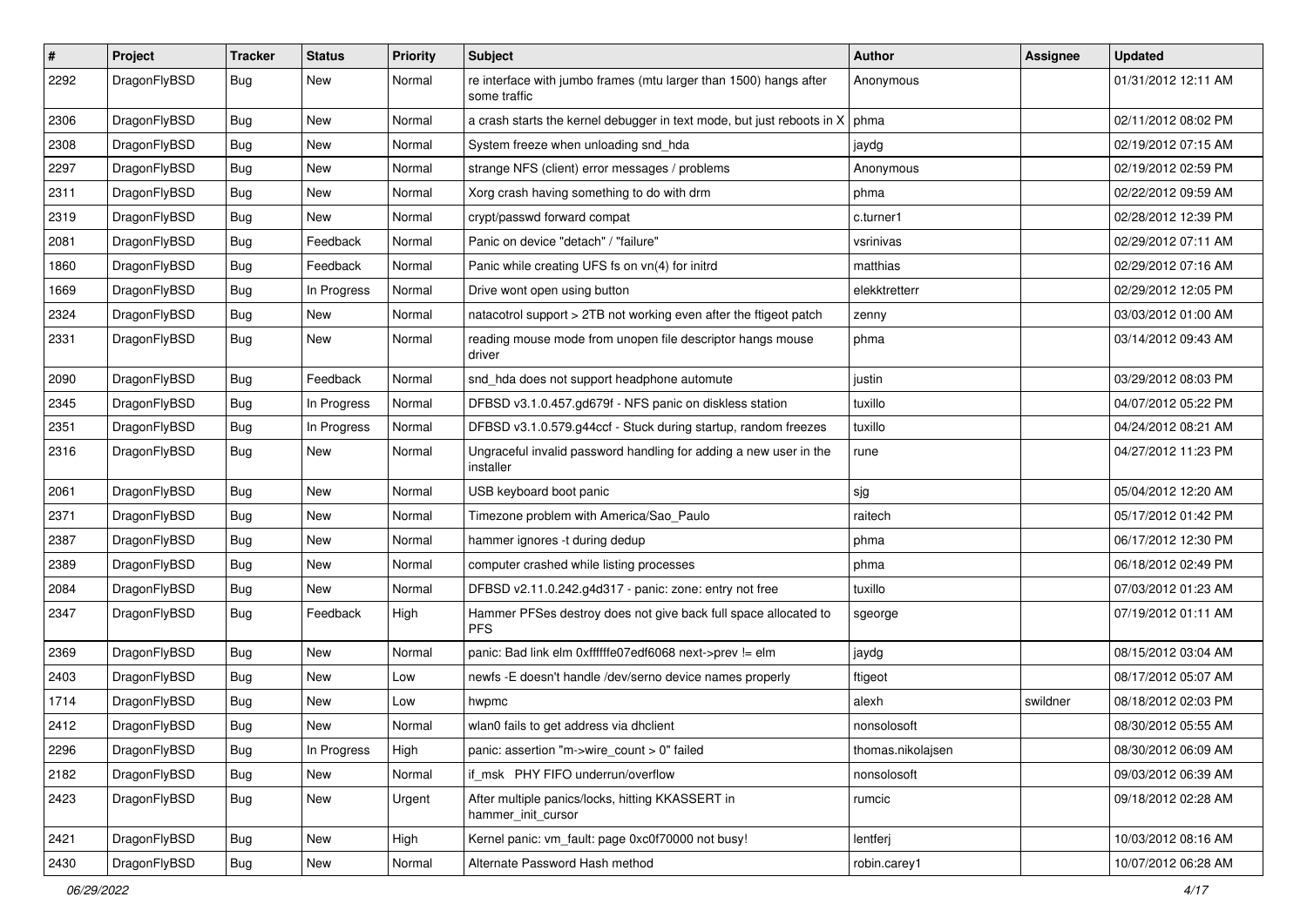| # | Project | Tracker | Status | Priority | Subject | Author | Assignee | Updated |
|---|---|---|---|---|---|---|---|---|
| 2292 | DragonFlyBSD | Bug | New | Normal | re interface with jumbo frames (mtu larger than 1500) hangs after some traffic | Anonymous | | 01/31/2012 12:11 AM |
| 2306 | DragonFlyBSD | Bug | New | Normal | a crash starts the kernel debugger in text mode, but just reboots in X | phma | | 02/11/2012 08:02 PM |
| 2308 | DragonFlyBSD | Bug | New | Normal | System freeze when unloading snd_hda | jaydg | | 02/19/2012 07:15 AM |
| 2297 | DragonFlyBSD | Bug | New | Normal | strange NFS (client) error messages / problems | Anonymous | | 02/19/2012 02:59 PM |
| 2311 | DragonFlyBSD | Bug | New | Normal | Xorg crash having something to do with drm | phma | | 02/22/2012 09:59 AM |
| 2319 | DragonFlyBSD | Bug | New | Normal | crypt/passwd forward compat | c.turner1 | | 02/28/2012 12:39 PM |
| 2081 | DragonFlyBSD | Bug | Feedback | Normal | Panic on device "detach" / "failure" | vsrinivas | | 02/29/2012 07:11 AM |
| 1860 | DragonFlyBSD | Bug | Feedback | Normal | Panic while creating UFS fs on vn(4) for initrd | matthias | | 02/29/2012 07:16 AM |
| 1669 | DragonFlyBSD | Bug | In Progress | Normal | Drive wont open using button | elekktretterr | | 02/29/2012 12:05 PM |
| 2324 | DragonFlyBSD | Bug | New | Normal | natacotrol support > 2TB not working even after the ftigeot patch | zenny | | 03/03/2012 01:00 AM |
| 2331 | DragonFlyBSD | Bug | New | Normal | reading mouse mode from unopen file descriptor hangs mouse driver | phma | | 03/14/2012 09:43 AM |
| 2090 | DragonFlyBSD | Bug | Feedback | Normal | snd_hda does not support headphone automute | justin | | 03/29/2012 08:03 PM |
| 2345 | DragonFlyBSD | Bug | In Progress | Normal | DFBSD v3.1.0.457.gd679f - NFS panic on diskless station | tuxillo | | 04/07/2012 05:22 PM |
| 2351 | DragonFlyBSD | Bug | In Progress | Normal | DFBSD v3.1.0.579.g44ccf - Stuck during startup, random freezes | tuxillo | | 04/24/2012 08:21 AM |
| 2316 | DragonFlyBSD | Bug | New | Normal | Ungraceful invalid password handling for adding a new user in the installer | rune | | 04/27/2012 11:23 PM |
| 2061 | DragonFlyBSD | Bug | New | Normal | USB keyboard boot panic | sjg | | 05/04/2012 12:20 AM |
| 2371 | DragonFlyBSD | Bug | New | Normal | Timezone problem with America/Sao_Paulo | raitech | | 05/17/2012 01:42 PM |
| 2387 | DragonFlyBSD | Bug | New | Normal | hammer ignores -t during dedup | phma | | 06/17/2012 12:30 PM |
| 2389 | DragonFlyBSD | Bug | New | Normal | computer crashed while listing processes | phma | | 06/18/2012 02:49 PM |
| 2084 | DragonFlyBSD | Bug | New | Normal | DFBSD v2.11.0.242.g4d317 - panic: zone: entry not free | tuxillo | | 07/03/2012 01:23 AM |
| 2347 | DragonFlyBSD | Bug | Feedback | High | Hammer PFSes destroy does not give back full space allocated to PFS | sgeorge | | 07/19/2012 01:11 AM |
| 2369 | DragonFlyBSD | Bug | New | Normal | panic: Bad link elm 0xffffffe07edf6068 next->prev != elm | jaydg | | 08/15/2012 03:04 AM |
| 2403 | DragonFlyBSD | Bug | New | Low | newfs -E doesn't handle /dev/serno device names properly | ftigeot | | 08/17/2012 05:07 AM |
| 1714 | DragonFlyBSD | Bug | New | Low | hwpmc | alexh | swildner | 08/18/2012 02:03 PM |
| 2412 | DragonFlyBSD | Bug | New | Normal | wlan0 fails to get address via dhclient | nonsolosoft | | 08/30/2012 05:55 AM |
| 2296 | DragonFlyBSD | Bug | In Progress | High | panic: assertion "m->wire_count > 0" failed | thomas.nikolajsen | | 08/30/2012 06:09 AM |
| 2182 | DragonFlyBSD | Bug | New | Normal | if_msk PHY FIFO underrun/overflow | nonsolosoft | | 09/03/2012 06:39 AM |
| 2423 | DragonFlyBSD | Bug | New | Urgent | After multiple panics/locks, hitting KKASSERT in hammer_init_cursor | rumcic | | 09/18/2012 02:28 AM |
| 2421 | DragonFlyBSD | Bug | New | High | Kernel panic: vm_fault: page 0xc0f70000 not busy! | lentferj | | 10/03/2012 08:16 AM |
| 2430 | DragonFlyBSD | Bug | New | Normal | Alternate Password Hash method | robin.carey1 | | 10/07/2012 06:28 AM |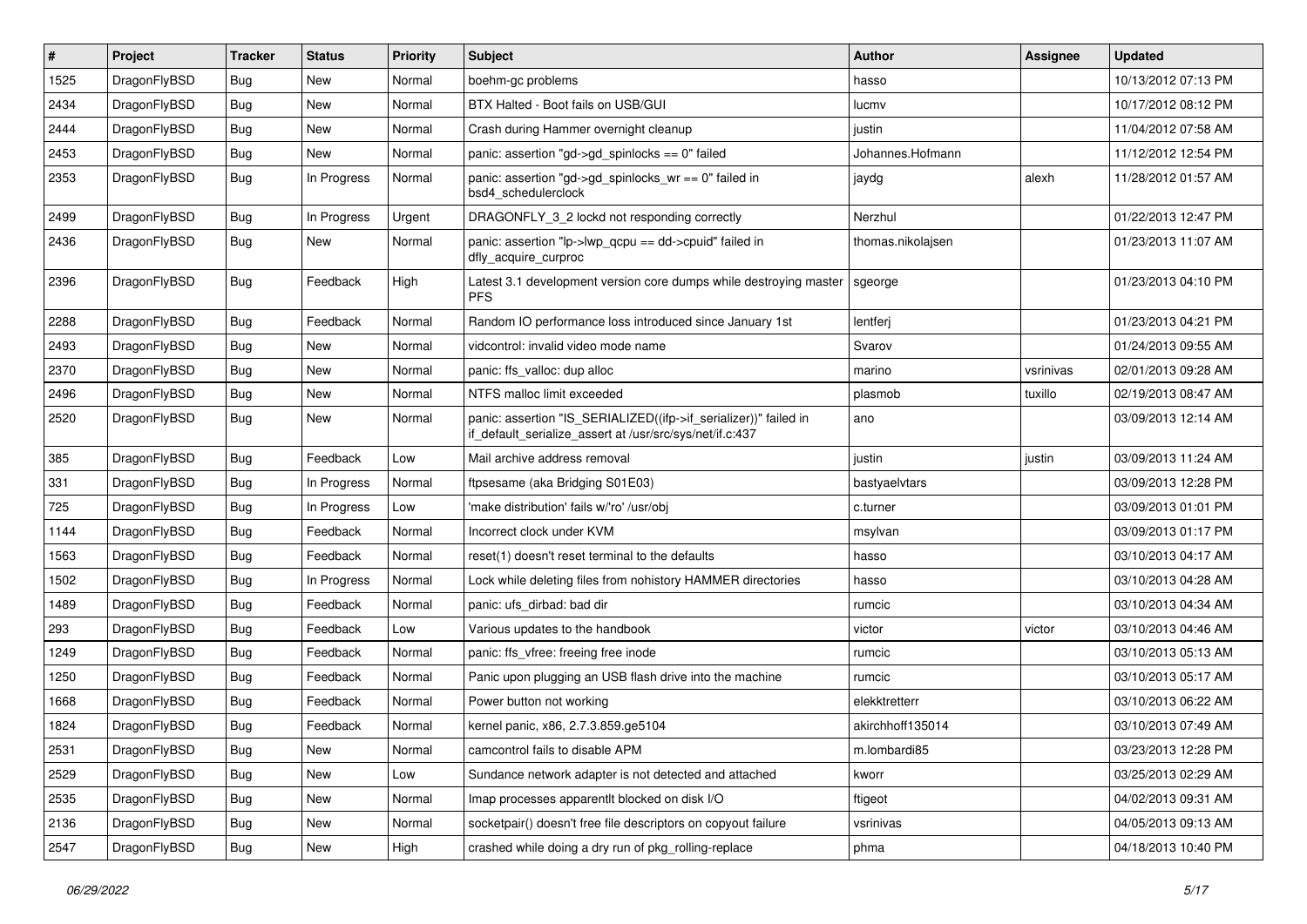| # | Project | Tracker | Status | Priority | Subject | Author | Assignee | Updated |
|---|---|---|---|---|---|---|---|---|
| 1525 | DragonFlyBSD | Bug | New | Normal | boehm-gc problems | hasso | | 10/13/2012 07:13 PM |
| 2434 | DragonFlyBSD | Bug | New | Normal | BTX Halted - Boot fails on USB/GUI | lucmv | | 10/17/2012 08:12 PM |
| 2444 | DragonFlyBSD | Bug | New | Normal | Crash during Hammer overnight cleanup | justin | | 11/04/2012 07:58 AM |
| 2453 | DragonFlyBSD | Bug | New | Normal | panic: assertion "gd->gd_spinlocks == 0" failed | Johannes.Hofmann | | 11/12/2012 12:54 PM |
| 2353 | DragonFlyBSD | Bug | In Progress | Normal | panic: assertion "gd->gd_spinlocks_wr == 0" failed in bsd4_schedulerclock | jaydg | alexh | 11/28/2012 01:57 AM |
| 2499 | DragonFlyBSD | Bug | In Progress | Urgent | DRAGONFLY_3_2 lockd not responding correctly | Nerzhul | | 01/22/2013 12:47 PM |
| 2436 | DragonFlyBSD | Bug | New | Normal | panic: assertion "lp->lwp_qcpu == dd->cpuid" failed in dfly_acquire_curproc | thomas.nikolajsen | | 01/23/2013 11:07 AM |
| 2396 | DragonFlyBSD | Bug | Feedback | High | Latest 3.1 development version core dumps while destroying master PFS | sgeorge | | 01/23/2013 04:10 PM |
| 2288 | DragonFlyBSD | Bug | Feedback | Normal | Random IO performance loss introduced since January 1st | lentferj | | 01/23/2013 04:21 PM |
| 2493 | DragonFlyBSD | Bug | New | Normal | vidcontrol: invalid video mode name | Svarov | | 01/24/2013 09:55 AM |
| 2370 | DragonFlyBSD | Bug | New | Normal | panic: ffs_valloc: dup alloc | marino | vsrinivas | 02/01/2013 09:28 AM |
| 2496 | DragonFlyBSD | Bug | New | Normal | NTFS malloc limit exceeded | plasmob | tuxillo | 02/19/2013 08:47 AM |
| 2520 | DragonFlyBSD | Bug | New | Normal | panic: assertion "IS_SERIALIZED((ifp->if_serializer))" failed in if_default_serialize_assert at /usr/src/sys/net/if.c:437 | ano | | 03/09/2013 12:14 AM |
| 385 | DragonFlyBSD | Bug | Feedback | Low | Mail archive address removal | justin | justin | 03/09/2013 11:24 AM |
| 331 | DragonFlyBSD | Bug | In Progress | Normal | ftpsesame (aka Bridging S01E03) | bastyaelvtars | | 03/09/2013 12:28 PM |
| 725 | DragonFlyBSD | Bug | In Progress | Low | 'make distribution' fails w/'ro' /usr/obj | c.turner | | 03/09/2013 01:01 PM |
| 1144 | DragonFlyBSD | Bug | Feedback | Normal | Incorrect clock under KVM | msylvan | | 03/09/2013 01:17 PM |
| 1563 | DragonFlyBSD | Bug | Feedback | Normal | reset(1) doesn't reset terminal to the defaults | hasso | | 03/10/2013 04:17 AM |
| 1502 | DragonFlyBSD | Bug | In Progress | Normal | Lock while deleting files from nohistory HAMMER directories | hasso | | 03/10/2013 04:28 AM |
| 1489 | DragonFlyBSD | Bug | Feedback | Normal | panic: ufs_dirbad: bad dir | rumcic | | 03/10/2013 04:34 AM |
| 293 | DragonFlyBSD | Bug | Feedback | Low | Various updates to the handbook | victor | victor | 03/10/2013 04:46 AM |
| 1249 | DragonFlyBSD | Bug | Feedback | Normal | panic: ffs_vfree: freeing free inode | rumcic | | 03/10/2013 05:13 AM |
| 1250 | DragonFlyBSD | Bug | Feedback | Normal | Panic upon plugging an USB flash drive into the machine | rumcic | | 03/10/2013 05:17 AM |
| 1668 | DragonFlyBSD | Bug | Feedback | Normal | Power button not working | elekktretterr | | 03/10/2013 06:22 AM |
| 1824 | DragonFlyBSD | Bug | Feedback | Normal | kernel panic, x86, 2.7.3.859.ge5104 | akirchhoff135014 | | 03/10/2013 07:49 AM |
| 2531 | DragonFlyBSD | Bug | New | Normal | camcontrol fails to disable APM | m.lombardi85 | | 03/23/2013 12:28 PM |
| 2529 | DragonFlyBSD | Bug | New | Low | Sundance network adapter is not detected and attached | kworr | | 03/25/2013 02:29 AM |
| 2535 | DragonFlyBSD | Bug | New | Normal | Imap processes apparentlt blocked on disk I/O | ftigeot | | 04/02/2013 09:31 AM |
| 2136 | DragonFlyBSD | Bug | New | Normal | socketpair() doesn't free file descriptors on copyout failure | vsrinivas | | 04/05/2013 09:13 AM |
| 2547 | DragonFlyBSD | Bug | New | High | crashed while doing a dry run of pkg_rolling-replace | phma | | 04/18/2013 10:40 PM |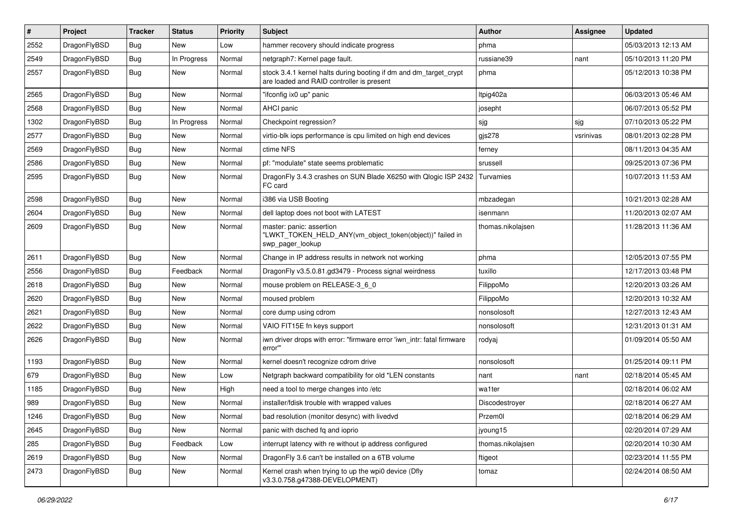| # | Project | Tracker | Status | Priority | Subject | Author | Assignee | Updated |
|---|---|---|---|---|---|---|---|---|
| 2552 | DragonFlyBSD | Bug | New | Low | hammer recovery should indicate progress | phma | | 05/03/2013 12:13 AM |
| 2549 | DragonFlyBSD | Bug | In Progress | Normal | netgraph7: Kernel page fault. | russiane39 | nant | 05/10/2013 11:20 PM |
| 2557 | DragonFlyBSD | Bug | New | Normal | stock 3.4.1 kernel halts during booting if dm and dm_target_crypt are loaded and RAID controller is present | phma | | 05/12/2013 10:38 PM |
| 2565 | DragonFlyBSD | Bug | New | Normal | "ifconfig ix0 up" panic | ltpig402a | | 06/03/2013 05:46 AM |
| 2568 | DragonFlyBSD | Bug | New | Normal | AHCI panic | josepht | | 06/07/2013 05:52 PM |
| 1302 | DragonFlyBSD | Bug | In Progress | Normal | Checkpoint regression? | sjg | sjg | 07/10/2013 05:22 PM |
| 2577 | DragonFlyBSD | Bug | New | Normal | virtio-blk iops performance is cpu limited on high end devices | gjs278 | vsrinivas | 08/01/2013 02:28 PM |
| 2569 | DragonFlyBSD | Bug | New | Normal | ctime NFS | ferney | | 08/11/2013 04:35 AM |
| 2586 | DragonFlyBSD | Bug | New | Normal | pf: "modulate" state seems problematic | srussell | | 09/25/2013 07:36 PM |
| 2595 | DragonFlyBSD | Bug | New | Normal | DragonFly 3.4.3 crashes on SUN Blade X6250 with Qlogic ISP 2432 FC card | Turvamies | | 10/07/2013 11:53 AM |
| 2598 | DragonFlyBSD | Bug | New | Normal | i386 via USB Booting | mbzadegan | | 10/21/2013 02:28 AM |
| 2604 | DragonFlyBSD | Bug | New | Normal | dell laptop does not boot with LATEST | isenmann | | 11/20/2013 02:07 AM |
| 2609 | DragonFlyBSD | Bug | New | Normal | master: panic: assertion "LWKT_TOKEN_HELD_ANY(vm_object_token(object))" failed in swp_pager_lookup | thomas.nikolajsen | | 11/28/2013 11:36 AM |
| 2611 | DragonFlyBSD | Bug | New | Normal | Change in IP address results in network not working | phma | | 12/05/2013 07:55 PM |
| 2556 | DragonFlyBSD | Bug | Feedback | Normal | DragonFly v3.5.0.81.gd3479 - Process signal weirdness | tuxillo | | 12/17/2013 03:48 PM |
| 2618 | DragonFlyBSD | Bug | New | Normal | mouse problem on RELEASE-3_6_0 | FilippoMo | | 12/20/2013 03:26 AM |
| 2620 | DragonFlyBSD | Bug | New | Normal | moused problem | FilippoMo | | 12/20/2013 10:32 AM |
| 2621 | DragonFlyBSD | Bug | New | Normal | core dump using cdrom | nonsolosoft | | 12/27/2013 12:43 AM |
| 2622 | DragonFlyBSD | Bug | New | Normal | VAIO FIT15E fn keys support | nonsolosoft | | 12/31/2013 01:31 AM |
| 2626 | DragonFlyBSD | Bug | New | Normal | iwn driver drops with error: "firmware error 'iwn_intr: fatal firmware error'" | rodyaj | | 01/09/2014 05:50 AM |
| 1193 | DragonFlyBSD | Bug | New | Normal | kernel doesn't recognize cdrom drive | nonsolosoft | | 01/25/2014 09:11 PM |
| 679 | DragonFlyBSD | Bug | New | Low | Netgraph backward compatibility for old *LEN constants | nant | nant | 02/18/2014 05:45 AM |
| 1185 | DragonFlyBSD | Bug | New | High | need a tool to merge changes into /etc | wa1ter | | 02/18/2014 06:02 AM |
| 989 | DragonFlyBSD | Bug | New | Normal | installer/fdisk trouble with wrapped values | Discodestroyer | | 02/18/2014 06:27 AM |
| 1246 | DragonFlyBSD | Bug | New | Normal | bad resolution (monitor desync) with livedvd | Przem0l | | 02/18/2014 06:29 AM |
| 2645 | DragonFlyBSD | Bug | New | Normal | panic with dsched fq and ioprio | jyoung15 | | 02/20/2014 07:29 AM |
| 285 | DragonFlyBSD | Bug | Feedback | Low | interrupt latency with re without ip address configured | thomas.nikolajsen | | 02/20/2014 10:30 AM |
| 2619 | DragonFlyBSD | Bug | New | Normal | DragonFly 3.6 can't be installed on a 6TB volume | ftigeot | | 02/23/2014 11:55 PM |
| 2473 | DragonFlyBSD | Bug | New | Normal | Kernel crash when trying to up the wpi0 device (Dfly v3.3.0.758.g47388-DEVELOPMENT) | tomaz | | 02/24/2014 08:50 AM |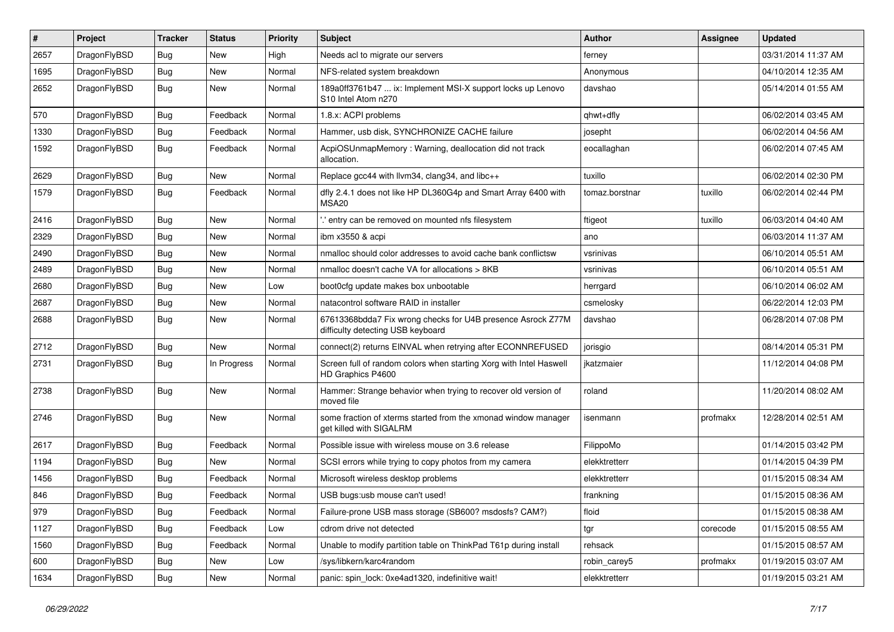| # | Project | Tracker | Status | Priority | Subject | Author | Assignee | Updated |
|---|---|---|---|---|---|---|---|---|
| 2657 | DragonFlyBSD | Bug | New | High | Needs acl to migrate our servers | ferney | | 03/31/2014 11:37 AM |
| 1695 | DragonFlyBSD | Bug | New | Normal | NFS-related system breakdown | Anonymous | | 04/10/2014 12:35 AM |
| 2652 | DragonFlyBSD | Bug | New | Normal | 189a0ff3761b47 ... ix: Implement MSI-X support locks up Lenovo S10 Intel Atom n270 | davshao | | 05/14/2014 01:55 AM |
| 570 | DragonFlyBSD | Bug | Feedback | Normal | 1.8.x: ACPI problems | qhwt+dfly | | 06/02/2014 03:45 AM |
| 1330 | DragonFlyBSD | Bug | Feedback | Normal | Hammer, usb disk, SYNCHRONIZE CACHE failure | josepht | | 06/02/2014 04:56 AM |
| 1592 | DragonFlyBSD | Bug | Feedback | Normal | AcpiOSUnmapMemory : Warning, deallocation did not track allocation. | eocallaghan | | 06/02/2014 07:45 AM |
| 2629 | DragonFlyBSD | Bug | New | Normal | Replace gcc44 with llvm34, clang34, and libc++ | tuxillo | | 06/02/2014 02:30 PM |
| 1579 | DragonFlyBSD | Bug | Feedback | Normal | dfly 2.4.1 does not like HP DL360G4p and Smart Array 6400 with MSA20 | tomaz.borstnar | tuxillo | 06/02/2014 02:44 PM |
| 2416 | DragonFlyBSD | Bug | New | Normal | '.' entry can be removed on mounted nfs filesystem | ftigeot | tuxillo | 06/03/2014 04:40 AM |
| 2329 | DragonFlyBSD | Bug | New | Normal | ibm x3550 & acpi | ano | | 06/03/2014 11:37 AM |
| 2490 | DragonFlyBSD | Bug | New | Normal | nmalloc should color addresses to avoid cache bank conflictsw | vsrinivas | | 06/10/2014 05:51 AM |
| 2489 | DragonFlyBSD | Bug | New | Normal | nmalloc doesn't cache VA for allocations > 8KB | vsrinivas | | 06/10/2014 05:51 AM |
| 2680 | DragonFlyBSD | Bug | New | Low | boot0cfg update makes box unbootable | herrgard | | 06/10/2014 06:02 AM |
| 2687 | DragonFlyBSD | Bug | New | Normal | natacontrol software RAID in installer | csmelosky | | 06/22/2014 12:03 PM |
| 2688 | DragonFlyBSD | Bug | New | Normal | 67613368bdda7 Fix wrong checks for U4B presence Asrock Z77M difficulty detecting USB keyboard | davshao | | 06/28/2014 07:08 PM |
| 2712 | DragonFlyBSD | Bug | New | Normal | connect(2) returns EINVAL when retrying after ECONNREFUSED | jorisgio | | 08/14/2014 05:31 PM |
| 2731 | DragonFlyBSD | Bug | In Progress | Normal | Screen full of random colors when starting Xorg with Intel Haswell HD Graphics P4600 | jkatzmaier | | 11/12/2014 04:08 PM |
| 2738 | DragonFlyBSD | Bug | New | Normal | Hammer: Strange behavior when trying to recover old version of moved file | roland | | 11/20/2014 08:02 AM |
| 2746 | DragonFlyBSD | Bug | New | Normal | some fraction of xterms started from the xmonad window manager get killed with SIGALRM | isenmann | profmakx | 12/28/2014 02:51 AM |
| 2617 | DragonFlyBSD | Bug | Feedback | Normal | Possible issue with wireless mouse on 3.6 release | FilippoMo | | 01/14/2015 03:42 PM |
| 1194 | DragonFlyBSD | Bug | New | Normal | SCSI errors while trying to copy photos from my camera | elekktretterr | | 01/14/2015 04:39 PM |
| 1456 | DragonFlyBSD | Bug | Feedback | Normal | Microsoft wireless desktop problems | elekktretterr | | 01/15/2015 08:34 AM |
| 846 | DragonFlyBSD | Bug | Feedback | Normal | USB bugs:usb mouse can't used! | frankning | | 01/15/2015 08:36 AM |
| 979 | DragonFlyBSD | Bug | Feedback | Normal | Failure-prone USB mass storage (SB600? msdosfs? CAM?) | floid | | 01/15/2015 08:38 AM |
| 1127 | DragonFlyBSD | Bug | Feedback | Low | cdrom drive not detected | tgr | corecode | 01/15/2015 08:55 AM |
| 1560 | DragonFlyBSD | Bug | Feedback | Normal | Unable to modify partition table on ThinkPad T61p during install | rehsack | | 01/15/2015 08:57 AM |
| 600 | DragonFlyBSD | Bug | New | Low | /sys/libkern/karc4random | robin_carey5 | profmakx | 01/19/2015 03:07 AM |
| 1634 | DragonFlyBSD | Bug | New | Normal | panic: spin_lock: 0xe4ad1320, indefinitive wait! | elekktretterr | | 01/19/2015 03:21 AM |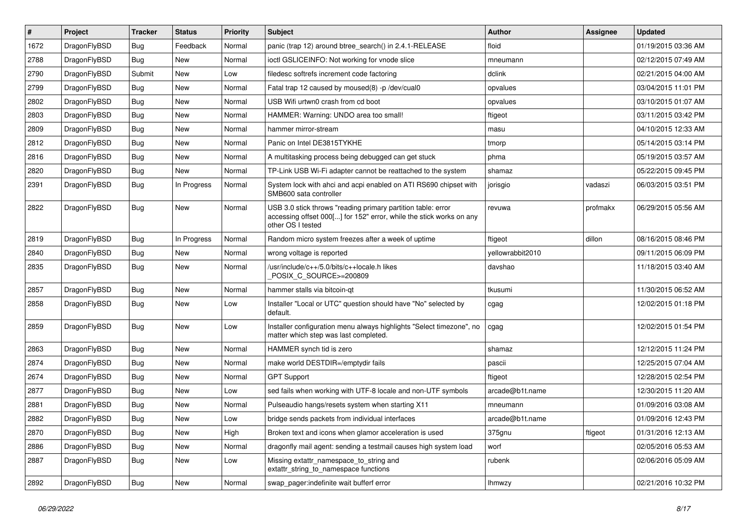| # | Project | Tracker | Status | Priority | Subject | Author | Assignee | Updated |
|---|---|---|---|---|---|---|---|---|
| 1672 | DragonFlyBSD | Bug | Feedback | Normal | panic (trap 12) around btree_search() in 2.4.1-RELEASE | floid | | 01/19/2015 03:36 AM |
| 2788 | DragonFlyBSD | Bug | New | Normal | ioctl GSLICEINFO: Not working for vnode slice | mneumann | | 02/12/2015 07:49 AM |
| 2790 | DragonFlyBSD | Submit | New | Low | filedesc softrefs increment code factoring | dclink | | 02/21/2015 04:00 AM |
| 2799 | DragonFlyBSD | Bug | New | Normal | Fatal trap 12 caused by moused(8) -p /dev/cual0 | opvalues | | 03/04/2015 11:01 PM |
| 2802 | DragonFlyBSD | Bug | New | Normal | USB Wifi urtwn0 crash from cd boot | opvalues | | 03/10/2015 01:07 AM |
| 2803 | DragonFlyBSD | Bug | New | Normal | HAMMER: Warning: UNDO area too small! | ftigeot | | 03/11/2015 03:42 PM |
| 2809 | DragonFlyBSD | Bug | New | Normal | hammer mirror-stream | masu | | 04/10/2015 12:33 AM |
| 2812 | DragonFlyBSD | Bug | New | Normal | Panic on Intel DE3815TYKHE | tmorp | | 05/14/2015 03:14 PM |
| 2816 | DragonFlyBSD | Bug | New | Normal | A multitasking process being debugged can get stuck | phma | | 05/19/2015 03:57 AM |
| 2820 | DragonFlyBSD | Bug | New | Normal | TP-Link USB Wi-Fi adapter cannot be reattached to the system | shamaz | | 05/22/2015 09:45 PM |
| 2391 | DragonFlyBSD | Bug | In Progress | Normal | System lock with ahci and acpi enabled on ATI RS690 chipset with SMB600 sata controller | jorisgio | vadaszi | 06/03/2015 03:51 PM |
| 2822 | DragonFlyBSD | Bug | New | Normal | USB 3.0 stick throws "reading primary partition table: error accessing offset 000[...] for 152" error, while the stick works on any other OS I tested | revuwa | profmakx | 06/29/2015 05:56 AM |
| 2819 | DragonFlyBSD | Bug | In Progress | Normal | Random micro system freezes after a week of uptime | ftigeot | dillon | 08/16/2015 08:46 PM |
| 2840 | DragonFlyBSD | Bug | New | Normal | wrong voltage is reported | yellowrabbit2010 | | 09/11/2015 06:09 PM |
| 2835 | DragonFlyBSD | Bug | New | Normal | /usr/include/c++/5.0/bits/c++locale.h likes _POSIX_C_SOURCE>=200809 | davshao | | 11/18/2015 03:40 AM |
| 2857 | DragonFlyBSD | Bug | New | Normal | hammer stalls via bitcoin-qt | tkusumi | | 11/30/2015 06:52 AM |
| 2858 | DragonFlyBSD | Bug | New | Low | Installer "Local or UTC" question should have "No" selected by default. | cgag | | 12/02/2015 01:18 PM |
| 2859 | DragonFlyBSD | Bug | New | Low | Installer configuration menu always highlights "Select timezone", no matter which step was last completed. | cgag | | 12/02/2015 01:54 PM |
| 2863 | DragonFlyBSD | Bug | New | Normal | HAMMER synch tid is zero | shamaz | | 12/12/2015 11:24 PM |
| 2874 | DragonFlyBSD | Bug | New | Normal | make world DESTDIR=/emptydir fails | pascii | | 12/25/2015 07:04 AM |
| 2674 | DragonFlyBSD | Bug | New | Normal | GPT Support | ftigeot | | 12/28/2015 02:54 PM |
| 2877 | DragonFlyBSD | Bug | New | Low | sed fails when working with UTF-8 locale and non-UTF symbols | arcade@b1t.name | | 12/30/2015 11:20 AM |
| 2881 | DragonFlyBSD | Bug | New | Normal | Pulseaudio hangs/resets system when starting X11 | mneumann | | 01/09/2016 03:08 AM |
| 2882 | DragonFlyBSD | Bug | New | Low | bridge sends packets from individual interfaces | arcade@b1t.name | | 01/09/2016 12:43 PM |
| 2870 | DragonFlyBSD | Bug | New | High | Broken text and icons when glamor acceleration is used | 375gnu | ftigeot | 01/31/2016 12:13 AM |
| 2886 | DragonFlyBSD | Bug | New | Normal | dragonfly mail agent: sending a testmail causes high system load | worf | | 02/05/2016 05:53 AM |
| 2887 | DragonFlyBSD | Bug | New | Low | Missing extattr_namespace_to_string and extattr_string_to_namespace functions | rubenk | | 02/06/2016 05:09 AM |
| 2892 | DragonFlyBSD | Bug | New | Normal | swap_pager:indefinite wait bufferf error | lhmwzy | | 02/21/2016 10:32 PM |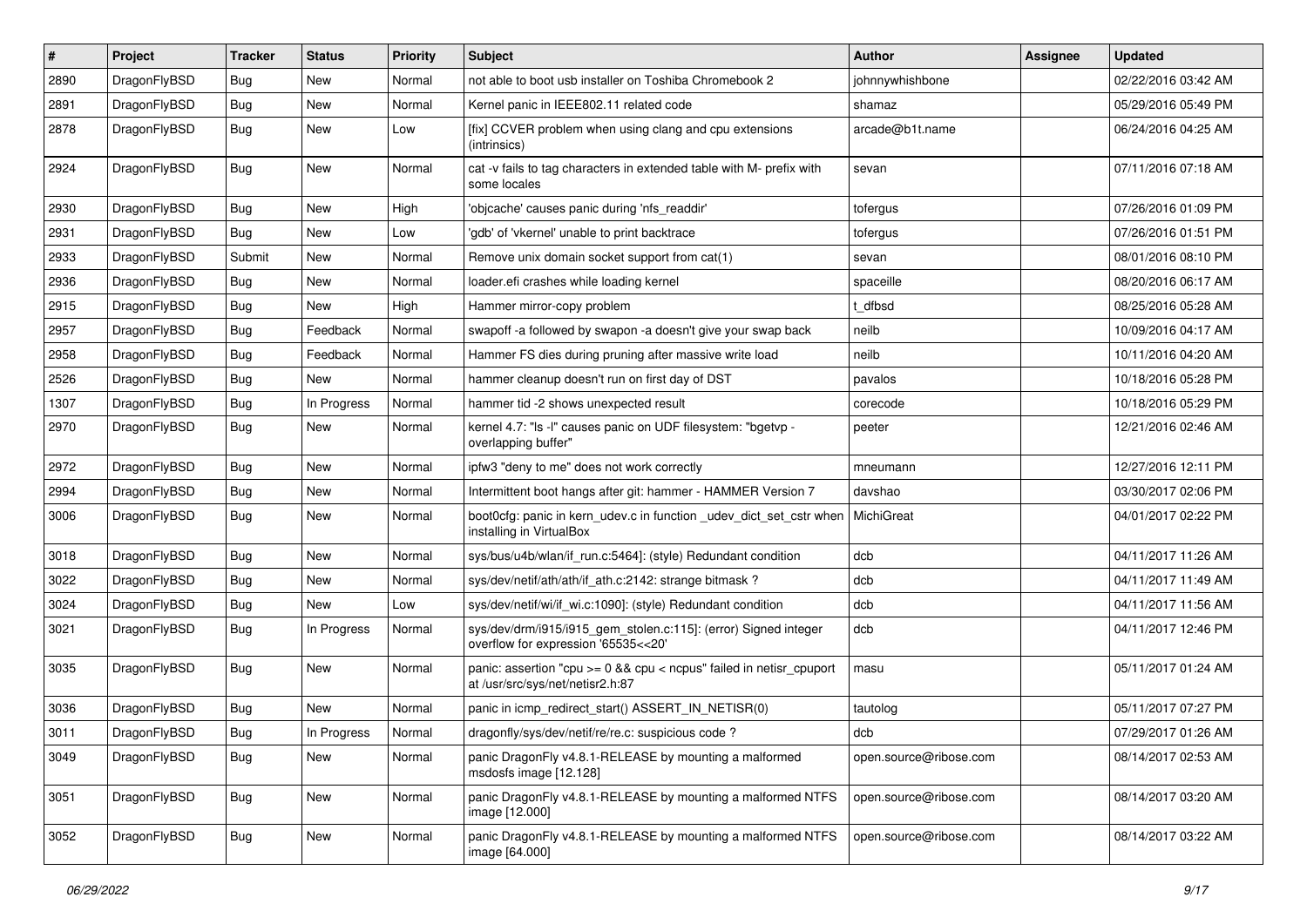| # | Project | Tracker | Status | Priority | Subject | Author | Assignee | Updated |
|---|---|---|---|---|---|---|---|---|
| 2890 | DragonFlyBSD | Bug | New | Normal | not able to boot usb installer on Toshiba Chromebook 2 | johnnywhishbone | | 02/22/2016 03:42 AM |
| 2891 | DragonFlyBSD | Bug | New | Normal | Kernel panic in IEEE802.11 related code | shamaz | | 05/29/2016 05:49 PM |
| 2878 | DragonFlyBSD | Bug | New | Low | [fix] CCVER problem when using clang and cpu extensions (intrinsics) | arcade@b1t.name | | 06/24/2016 04:25 AM |
| 2924 | DragonFlyBSD | Bug | New | Normal | cat -v fails to tag characters in extended table with M- prefix with some locales | sevan | | 07/11/2016 07:18 AM |
| 2930 | DragonFlyBSD | Bug | New | High | 'objcache' causes panic during 'nfs_readdir' | tofergus | | 07/26/2016 01:09 PM |
| 2931 | DragonFlyBSD | Bug | New | Low | 'gdb' of 'vkernel' unable to print backtrace | tofergus | | 07/26/2016 01:51 PM |
| 2933 | DragonFlyBSD | Submit | New | Normal | Remove unix domain socket support from cat(1) | sevan | | 08/01/2016 08:10 PM |
| 2936 | DragonFlyBSD | Bug | New | Normal | loader.efi crashes while loading kernel | spaceille | | 08/20/2016 06:17 AM |
| 2915 | DragonFlyBSD | Bug | New | High | Hammer mirror-copy problem | t_dfbsd | | 08/25/2016 05:28 AM |
| 2957 | DragonFlyBSD | Bug | Feedback | Normal | swapoff -a followed by swapon -a doesn't give your swap back | neilb | | 10/09/2016 04:17 AM |
| 2958 | DragonFlyBSD | Bug | Feedback | Normal | Hammer FS dies during pruning after massive write load | neilb | | 10/11/2016 04:20 AM |
| 2526 | DragonFlyBSD | Bug | New | Normal | hammer cleanup doesn't run on first day of DST | pavalos | | 10/18/2016 05:28 PM |
| 1307 | DragonFlyBSD | Bug | In Progress | Normal | hammer tid -2 shows unexpected result | corecode | | 10/18/2016 05:29 PM |
| 2970 | DragonFlyBSD | Bug | New | Normal | kernel 4.7: "ls -l" causes panic on UDF filesystem: "bgetvp - overlapping buffer" | peeter | | 12/21/2016 02:46 AM |
| 2972 | DragonFlyBSD | Bug | New | Normal | ipfw3 "deny to me" does not work correctly | mneumann | | 12/27/2016 12:11 PM |
| 2994 | DragonFlyBSD | Bug | New | Normal | Intermittent boot hangs after git: hammer - HAMMER Version 7 | davshao | | 03/30/2017 02:06 PM |
| 3006 | DragonFlyBSD | Bug | New | Normal | boot0cfg: panic in kern_udev.c in function _udev_dict_set_cstr when installing in VirtualBox | MichiGreat | | 04/01/2017 02:22 PM |
| 3018 | DragonFlyBSD | Bug | New | Normal | sys/bus/u4b/wlan/if_run.c:5464]: (style) Redundant condition | dcb | | 04/11/2017 11:26 AM |
| 3022 | DragonFlyBSD | Bug | New | Normal | sys/dev/netif/ath/ath/if_ath.c:2142: strange bitmask ? | dcb | | 04/11/2017 11:49 AM |
| 3024 | DragonFlyBSD | Bug | New | Low | sys/dev/netif/wi/if_wi.c:1090]: (style) Redundant condition | dcb | | 04/11/2017 11:56 AM |
| 3021 | DragonFlyBSD | Bug | In Progress | Normal | sys/dev/drm/i915/i915_gem_stolen.c:115]: (error) Signed integer overflow for expression '65535<<20' | dcb | | 04/11/2017 12:46 PM |
| 3035 | DragonFlyBSD | Bug | New | Normal | panic: assertion "cpu >= 0 && cpu < ncpus" failed in netisr_cpuport at /usr/src/sys/net/netisr2.h:87 | masu | | 05/11/2017 01:24 AM |
| 3036 | DragonFlyBSD | Bug | New | Normal | panic in icmp_redirect_start() ASSERT_IN_NETISR(0) | tautolog | | 05/11/2017 07:27 PM |
| 3011 | DragonFlyBSD | Bug | In Progress | Normal | dragonfly/sys/dev/netif/re/re.c: suspicious code ? | dcb | | 07/29/2017 01:26 AM |
| 3049 | DragonFlyBSD | Bug | New | Normal | panic DragonFly v4.8.1-RELEASE by mounting a malformed msdosfs image [12.128] | open.source@ribose.com | | 08/14/2017 02:53 AM |
| 3051 | DragonFlyBSD | Bug | New | Normal | panic DragonFly v4.8.1-RELEASE by mounting a malformed NTFS image [12.000] | open.source@ribose.com | | 08/14/2017 03:20 AM |
| 3052 | DragonFlyBSD | Bug | New | Normal | panic DragonFly v4.8.1-RELEASE by mounting a malformed NTFS image [64.000] | open.source@ribose.com | | 08/14/2017 03:22 AM |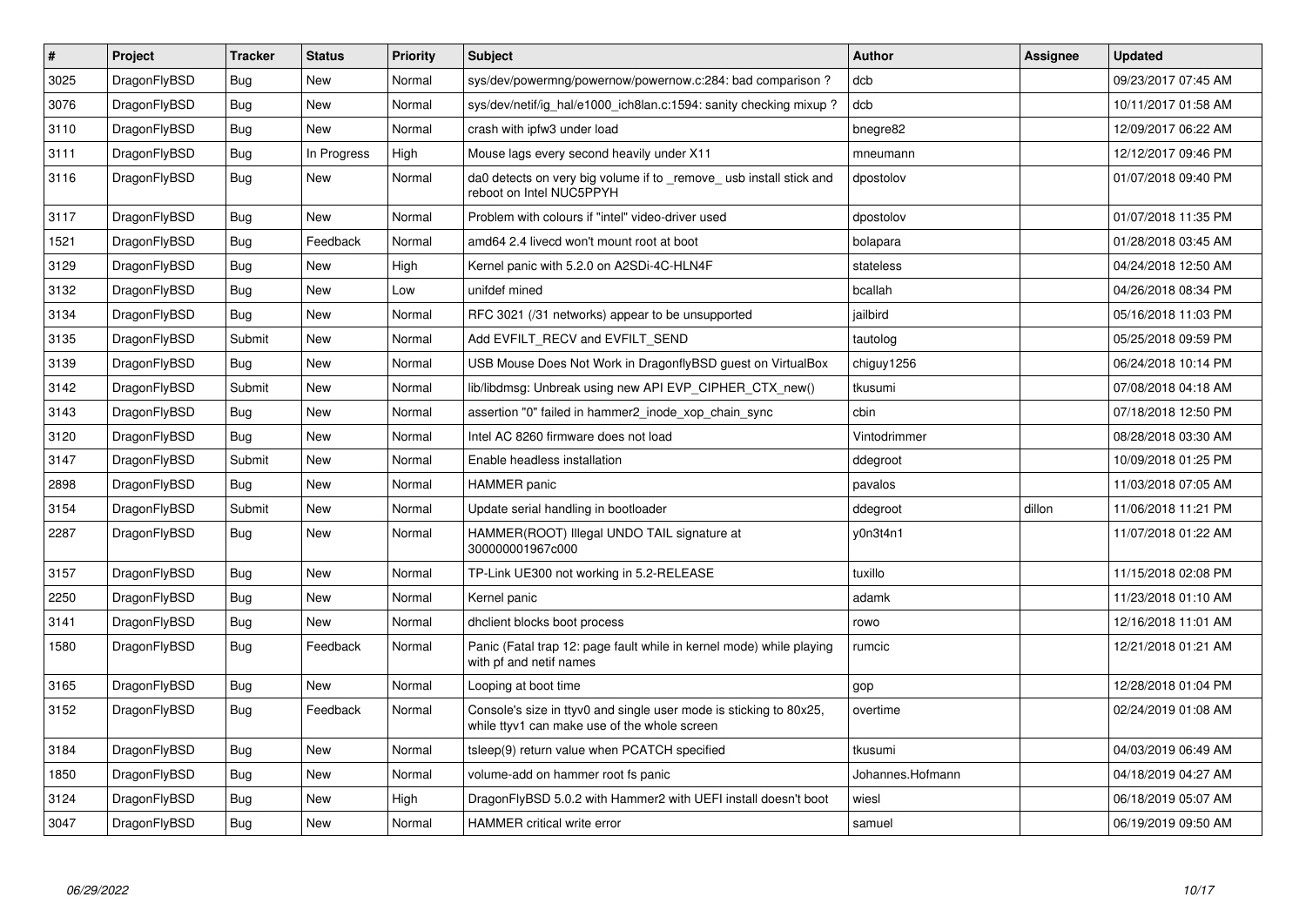| # | Project | Tracker | Status | Priority | Subject | Author | Assignee | Updated |
|---|---|---|---|---|---|---|---|---|
| 3025 | DragonFlyBSD | Bug | New | Normal | sys/dev/powermng/powernow/powernow.c:284: bad comparison ? | dcb | | 09/23/2017 07:45 AM |
| 3076 | DragonFlyBSD | Bug | New | Normal | sys/dev/netif/ig_hal/e1000_ich8lan.c:1594: sanity checking mixup ? | dcb | | 10/11/2017 01:58 AM |
| 3110 | DragonFlyBSD | Bug | New | Normal | crash with ipfw3 under load | bnegre82 | | 12/09/2017 06:22 AM |
| 3111 | DragonFlyBSD | Bug | In Progress | High | Mouse lags every second heavily under X11 | mneumann | | 12/12/2017 09:46 PM |
| 3116 | DragonFlyBSD | Bug | New | Normal | da0 detects on very big volume if to _remove_ usb install stick and reboot on Intel NUC5PPYH | dpostolov | | 01/07/2018 09:40 PM |
| 3117 | DragonFlyBSD | Bug | New | Normal | Problem with colours if "intel" video-driver used | dpostolov | | 01/07/2018 11:35 PM |
| 1521 | DragonFlyBSD | Bug | Feedback | Normal | amd64 2.4 livecd won't mount root at boot | bolapara | | 01/28/2018 03:45 AM |
| 3129 | DragonFlyBSD | Bug | New | High | Kernel panic with 5.2.0 on A2SDi-4C-HLN4F | stateless | | 04/24/2018 12:50 AM |
| 3132 | DragonFlyBSD | Bug | New | Low | unifdef mined | bcallah | | 04/26/2018 08:34 PM |
| 3134 | DragonFlyBSD | Bug | New | Normal | RFC 3021 (/31 networks) appear to be unsupported | jailbird | | 05/16/2018 11:03 PM |
| 3135 | DragonFlyBSD | Submit | New | Normal | Add EVFILT_RECV and EVFILT_SEND | tautolog | | 05/25/2018 09:59 PM |
| 3139 | DragonFlyBSD | Bug | New | Normal | USB Mouse Does Not Work in DragonflyBSD guest on VirtualBox | chiguy1256 | | 06/24/2018 10:14 PM |
| 3142 | DragonFlyBSD | Submit | New | Normal | lib/libdmsg: Unbreak using new API EVP_CIPHER_CTX_new() | tkusumi | | 07/08/2018 04:18 AM |
| 3143 | DragonFlyBSD | Bug | New | Normal | assertion "0" failed in hammer2_inode_xop_chain_sync | cbin | | 07/18/2018 12:50 PM |
| 3120 | DragonFlyBSD | Bug | New | Normal | Intel AC 8260 firmware does not load | Vintodrimmer | | 08/28/2018 03:30 AM |
| 3147 | DragonFlyBSD | Submit | New | Normal | Enable headless installation | ddegroot | | 10/09/2018 01:25 PM |
| 2898 | DragonFlyBSD | Bug | New | Normal | HAMMER panic | pavalos | | 11/03/2018 07:05 AM |
| 3154 | DragonFlyBSD | Submit | New | Normal | Update serial handling in bootloader | ddegroot | dillon | 11/06/2018 11:21 PM |
| 2287 | DragonFlyBSD | Bug | New | Normal | HAMMER(ROOT) Illegal UNDO TAIL signature at 300000001967c000 | y0n3t4n1 | | 11/07/2018 01:22 AM |
| 3157 | DragonFlyBSD | Bug | New | Normal | TP-Link UE300 not working in 5.2-RELEASE | tuxillo | | 11/15/2018 02:08 PM |
| 2250 | DragonFlyBSD | Bug | New | Normal | Kernel panic | adamk | | 11/23/2018 01:10 AM |
| 3141 | DragonFlyBSD | Bug | New | Normal | dhclient blocks boot process | rowo | | 12/16/2018 11:01 AM |
| 1580 | DragonFlyBSD | Bug | Feedback | Normal | Panic (Fatal trap 12: page fault while in kernel mode) while playing with pf and netif names | rumcic | | 12/21/2018 01:21 AM |
| 3165 | DragonFlyBSD | Bug | New | Normal | Looping at boot time | gop | | 12/28/2018 01:04 PM |
| 3152 | DragonFlyBSD | Bug | Feedback | Normal | Console's size in ttyv0 and single user mode is sticking to 80x25, while ttyv1 can make use of the whole screen | overtime | | 02/24/2019 01:08 AM |
| 3184 | DragonFlyBSD | Bug | New | Normal | tsleep(9) return value when PCATCH specified | tkusumi | | 04/03/2019 06:49 AM |
| 1850 | DragonFlyBSD | Bug | New | Normal | volume-add on hammer root fs panic | Johannes.Hofmann | | 04/18/2019 04:27 AM |
| 3124 | DragonFlyBSD | Bug | New | High | DragonFlyBSD 5.0.2 with Hammer2 with UEFI install doesn't boot | wiesl | | 06/18/2019 05:07 AM |
| 3047 | DragonFlyBSD | Bug | New | Normal | HAMMER critical write error | samuel | | 06/19/2019 09:50 AM |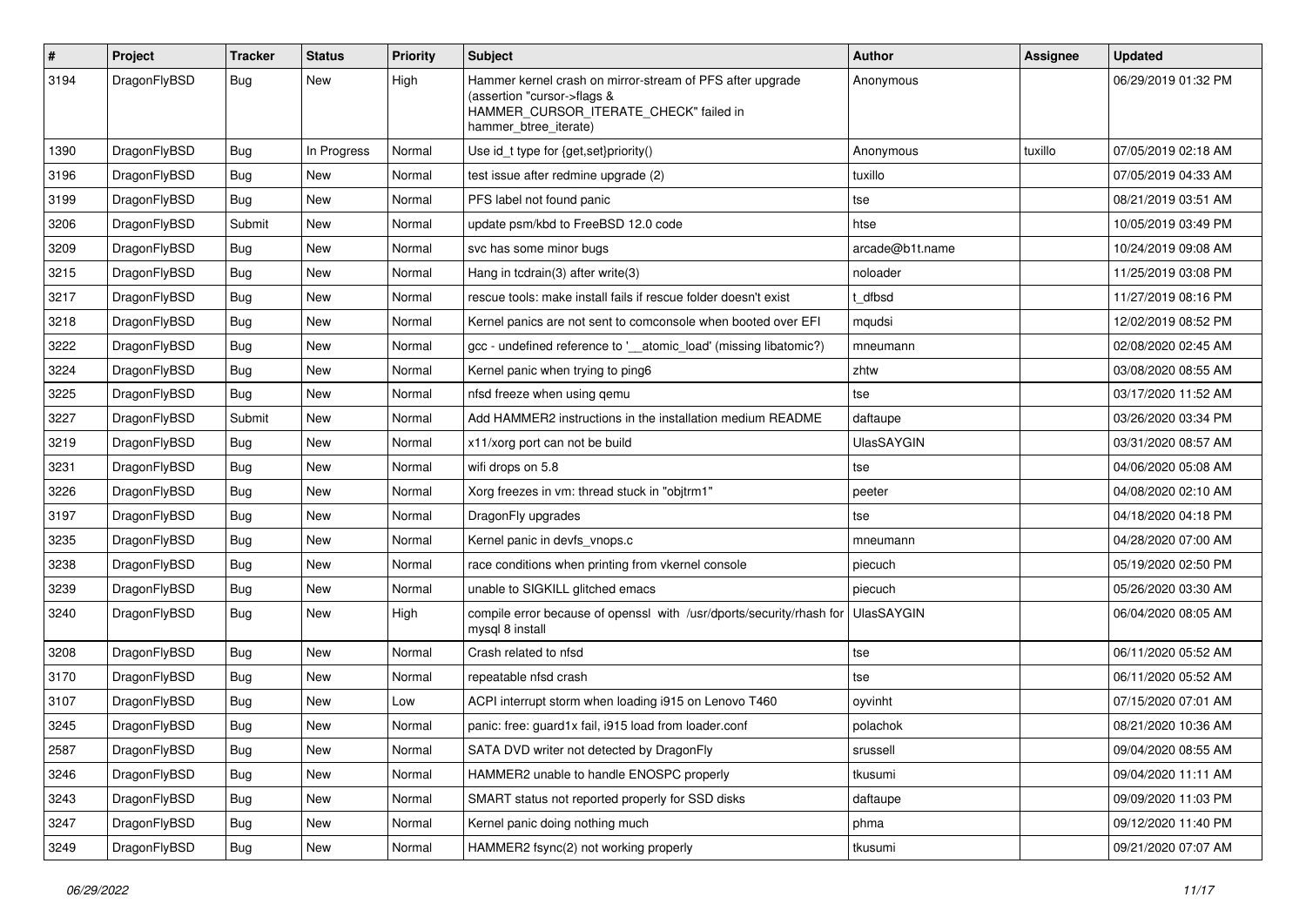| # | Project | Tracker | Status | Priority | Subject | Author | Assignee | Updated |
|---|---|---|---|---|---|---|---|---|
| 3194 | DragonFlyBSD | Bug | New | High | Hammer kernel crash on mirror-stream of PFS after upgrade (assertion "cursor->flags & HAMMER_CURSOR_ITERATE_CHECK" failed in hammer_btree_iterate) | Anonymous | | 06/29/2019 01:32 PM |
| 1390 | DragonFlyBSD | Bug | In Progress | Normal | Use id_t type for {get,set}priority() | Anonymous | tuxillo | 07/05/2019 02:18 AM |
| 3196 | DragonFlyBSD | Bug | New | Normal | test issue after redmine upgrade (2) | tuxillo | | 07/05/2019 04:33 AM |
| 3199 | DragonFlyBSD | Bug | New | Normal | PFS label not found panic | tse | | 08/21/2019 03:51 AM |
| 3206 | DragonFlyBSD | Submit | New | Normal | update psm/kbd to FreeBSD 12.0 code | htse | | 10/05/2019 03:49 PM |
| 3209 | DragonFlyBSD | Bug | New | Normal | svc has some minor bugs | arcade@b1t.name | | 10/24/2019 09:08 AM |
| 3215 | DragonFlyBSD | Bug | New | Normal | Hang in tcdrain(3) after write(3) | noloader | | 11/25/2019 03:08 PM |
| 3217 | DragonFlyBSD | Bug | New | Normal | rescue tools: make install fails if rescue folder doesn't exist | t_dfbsd | | 11/27/2019 08:16 PM |
| 3218 | DragonFlyBSD | Bug | New | Normal | Kernel panics are not sent to comconsole when booted over EFI | mqudsi | | 12/02/2019 08:52 PM |
| 3222 | DragonFlyBSD | Bug | New | Normal | gcc - undefined reference to '__atomic_load' (missing libatomic?) | mneumann | | 02/08/2020 02:45 AM |
| 3224 | DragonFlyBSD | Bug | New | Normal | Kernel panic when trying to ping6 | zhtw | | 03/08/2020 08:55 AM |
| 3225 | DragonFlyBSD | Bug | New | Normal | nfsd freeze when using qemu | tse | | 03/17/2020 11:52 AM |
| 3227 | DragonFlyBSD | Submit | New | Normal | Add HAMMER2 instructions in the installation medium README | daftaupe | | 03/26/2020 03:34 PM |
| 3219 | DragonFlyBSD | Bug | New | Normal | x11/xorg port can not be build | UlasSAYGIN | | 03/31/2020 08:57 AM |
| 3231 | DragonFlyBSD | Bug | New | Normal | wifi drops on 5.8 | tse | | 04/06/2020 05:08 AM |
| 3226 | DragonFlyBSD | Bug | New | Normal | Xorg freezes in vm: thread stuck in "objtrm1" | peeter | | 04/08/2020 02:10 AM |
| 3197 | DragonFlyBSD | Bug | New | Normal | DragonFly upgrades | tse | | 04/18/2020 04:18 PM |
| 3235 | DragonFlyBSD | Bug | New | Normal | Kernel panic in devfs_vnops.c | mneumann | | 04/28/2020 07:00 AM |
| 3238 | DragonFlyBSD | Bug | New | Normal | race conditions when printing from vkernel console | piecuch | | 05/19/2020 02:50 PM |
| 3239 | DragonFlyBSD | Bug | New | Normal | unable to SIGKILL glitched emacs | piecuch | | 05/26/2020 03:30 AM |
| 3240 | DragonFlyBSD | Bug | New | High | compile error because of openssl with /usr/dports/security/rhash for mysql 8 install | UlasSAYGIN | | 06/04/2020 08:05 AM |
| 3208 | DragonFlyBSD | Bug | New | Normal | Crash related to nfsd | tse | | 06/11/2020 05:52 AM |
| 3170 | DragonFlyBSD | Bug | New | Normal | repeatable nfsd crash | tse | | 06/11/2020 05:52 AM |
| 3107 | DragonFlyBSD | Bug | New | Low | ACPI interrupt storm when loading i915 on Lenovo T460 | oyvinht | | 07/15/2020 07:01 AM |
| 3245 | DragonFlyBSD | Bug | New | Normal | panic: free: guard1x fail, i915 load from loader.conf | polachok | | 08/21/2020 10:36 AM |
| 2587 | DragonFlyBSD | Bug | New | Normal | SATA DVD writer not detected by DragonFly | srussell | | 09/04/2020 08:55 AM |
| 3246 | DragonFlyBSD | Bug | New | Normal | HAMMER2 unable to handle ENOSPC properly | tkusumi | | 09/04/2020 11:11 AM |
| 3243 | DragonFlyBSD | Bug | New | Normal | SMART status not reported properly for SSD disks | daftaupe | | 09/09/2020 11:03 PM |
| 3247 | DragonFlyBSD | Bug | New | Normal | Kernel panic doing nothing much | phma | | 09/12/2020 11:40 PM |
| 3249 | DragonFlyBSD | Bug | New | Normal | HAMMER2 fsync(2) not working properly | tkusumi | | 09/21/2020 07:07 AM |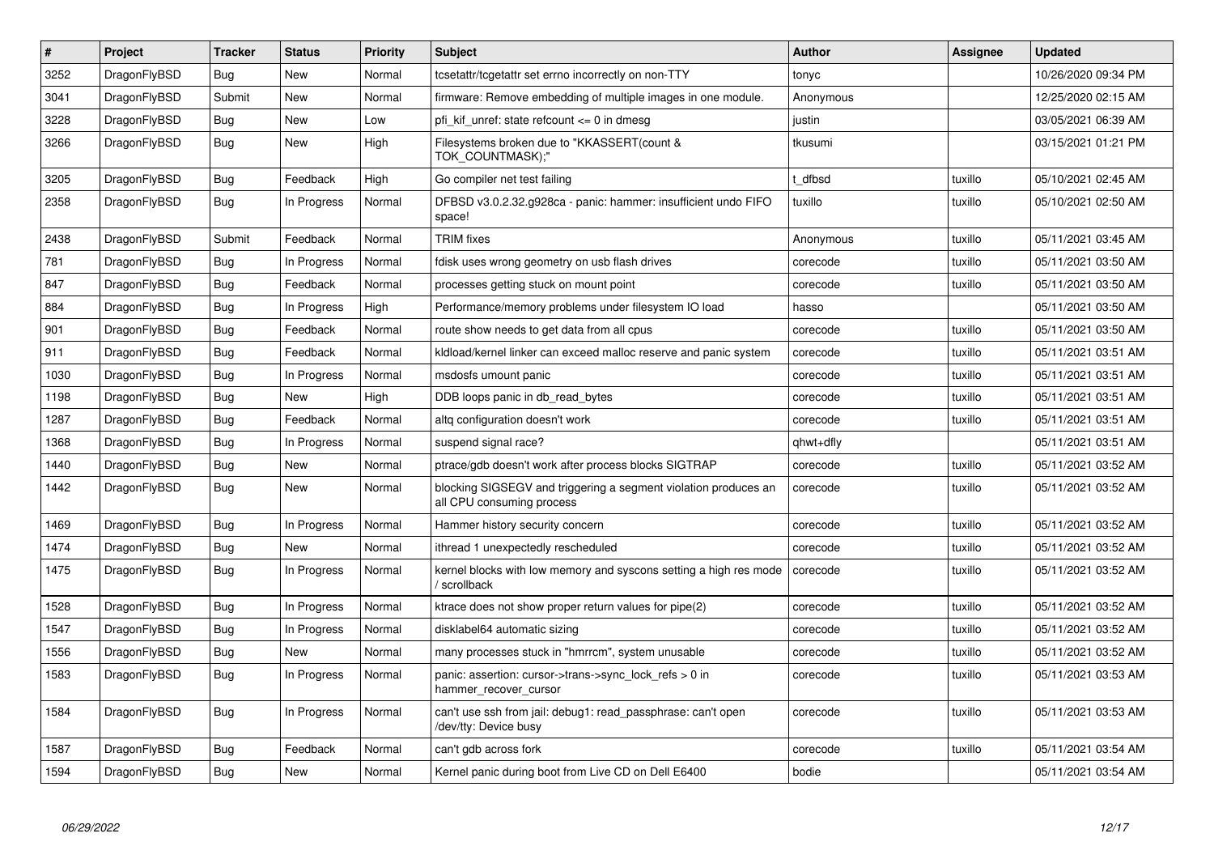| # | Project | Tracker | Status | Priority | Subject | Author | Assignee | Updated |
|---|---|---|---|---|---|---|---|---|
| 3252 | DragonFlyBSD | Bug | New | Normal | tcsetattr/tcgetattr set errno incorrectly on non-TTY | tonyc | | 10/26/2020 09:34 PM |
| 3041 | DragonFlyBSD | Submit | New | Normal | firmware: Remove embedding of multiple images in one module. | Anonymous | | 12/25/2020 02:15 AM |
| 3228 | DragonFlyBSD | Bug | New | Low | pfi_kif_unref: state refcount <= 0 in dmesg | justin | | 03/05/2021 06:39 AM |
| 3266 | DragonFlyBSD | Bug | New | High | Filesystems broken due to "KKASSERT(count & TOK_COUNTMASK);" | tkusumi | | 03/15/2021 01:21 PM |
| 3205 | DragonFlyBSD | Bug | Feedback | High | Go compiler net test failing | t_dfbsd | tuxillo | 05/10/2021 02:45 AM |
| 2358 | DragonFlyBSD | Bug | In Progress | Normal | DFBSD v3.0.2.32.g928ca - panic: hammer: insufficient undo FIFO space! | tuxillo | tuxillo | 05/10/2021 02:50 AM |
| 2438 | DragonFlyBSD | Submit | Feedback | Normal | TRIM fixes | Anonymous | tuxillo | 05/11/2021 03:45 AM |
| 781 | DragonFlyBSD | Bug | In Progress | Normal | fdisk uses wrong geometry on usb flash drives | corecode | tuxillo | 05/11/2021 03:50 AM |
| 847 | DragonFlyBSD | Bug | Feedback | Normal | processes getting stuck on mount point | corecode | tuxillo | 05/11/2021 03:50 AM |
| 884 | DragonFlyBSD | Bug | In Progress | High | Performance/memory problems under filesystem IO load | hasso | | 05/11/2021 03:50 AM |
| 901 | DragonFlyBSD | Bug | Feedback | Normal | route show needs to get data from all cpus | corecode | tuxillo | 05/11/2021 03:50 AM |
| 911 | DragonFlyBSD | Bug | Feedback | Normal | kldload/kernel linker can exceed malloc reserve and panic system | corecode | tuxillo | 05/11/2021 03:51 AM |
| 1030 | DragonFlyBSD | Bug | In Progress | Normal | msdosfs umount panic | corecode | tuxillo | 05/11/2021 03:51 AM |
| 1198 | DragonFlyBSD | Bug | New | High | DDB loops panic in db_read_bytes | corecode | tuxillo | 05/11/2021 03:51 AM |
| 1287 | DragonFlyBSD | Bug | Feedback | Normal | altq configuration doesn't work | corecode | tuxillo | 05/11/2021 03:51 AM |
| 1368 | DragonFlyBSD | Bug | In Progress | Normal | suspend signal race? | qhwt+dfly | | 05/11/2021 03:51 AM |
| 1440 | DragonFlyBSD | Bug | New | Normal | ptrace/gdb doesn't work after process blocks SIGTRAP | corecode | tuxillo | 05/11/2021 03:52 AM |
| 1442 | DragonFlyBSD | Bug | New | Normal | blocking SIGSEGV and triggering a segment violation produces an all CPU consuming process | corecode | tuxillo | 05/11/2021 03:52 AM |
| 1469 | DragonFlyBSD | Bug | In Progress | Normal | Hammer history security concern | corecode | tuxillo | 05/11/2021 03:52 AM |
| 1474 | DragonFlyBSD | Bug | New | Normal | ithread 1 unexpectedly rescheduled | corecode | tuxillo | 05/11/2021 03:52 AM |
| 1475 | DragonFlyBSD | Bug | In Progress | Normal | kernel blocks with low memory and syscons setting a high res mode / scrollback | corecode | tuxillo | 05/11/2021 03:52 AM |
| 1528 | DragonFlyBSD | Bug | In Progress | Normal | ktrace does not show proper return values for pipe(2) | corecode | tuxillo | 05/11/2021 03:52 AM |
| 1547 | DragonFlyBSD | Bug | In Progress | Normal | disklabel64 automatic sizing | corecode | tuxillo | 05/11/2021 03:52 AM |
| 1556 | DragonFlyBSD | Bug | New | Normal | many processes stuck in "hmrrcm", system unusable | corecode | tuxillo | 05/11/2021 03:52 AM |
| 1583 | DragonFlyBSD | Bug | In Progress | Normal | panic: assertion: cursor->trans->sync_lock_refs > 0 in hammer_recover_cursor | corecode | tuxillo | 05/11/2021 03:53 AM |
| 1584 | DragonFlyBSD | Bug | In Progress | Normal | can't use ssh from jail: debug1: read_passphrase: can't open /dev/tty: Device busy | corecode | tuxillo | 05/11/2021 03:53 AM |
| 1587 | DragonFlyBSD | Bug | Feedback | Normal | can't gdb across fork | corecode | tuxillo | 05/11/2021 03:54 AM |
| 1594 | DragonFlyBSD | Bug | New | Normal | Kernel panic during boot from Live CD on Dell E6400 | bodie | | 05/11/2021 03:54 AM |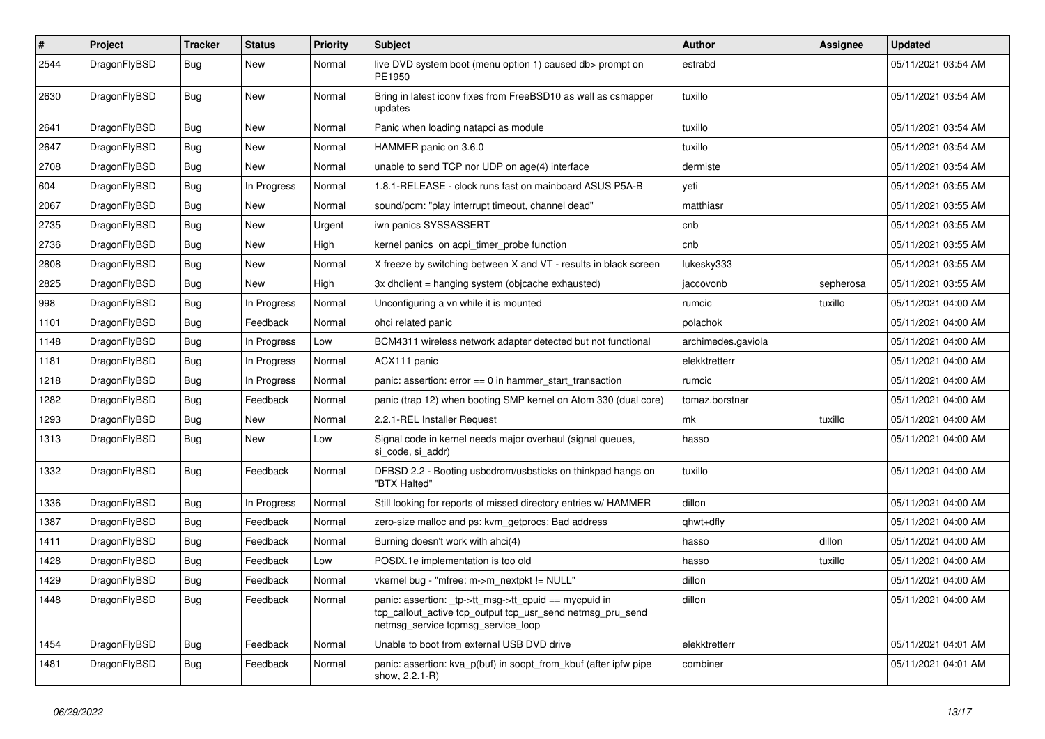| # | Project | Tracker | Status | Priority | Subject | Author | Assignee | Updated |
| --- | --- | --- | --- | --- | --- | --- | --- | --- |
| 2544 | DragonFlyBSD | Bug | New | Normal | live DVD system boot (menu option 1) caused db> prompt on PE1950 | estrabd | | 05/11/2021 03:54 AM |
| 2630 | DragonFlyBSD | Bug | New | Normal | Bring in latest iconv fixes from FreeBSD10 as well as csmapper updates | tuxillo | | 05/11/2021 03:54 AM |
| 2641 | DragonFlyBSD | Bug | New | Normal | Panic when loading natapci as module | tuxillo | | 05/11/2021 03:54 AM |
| 2647 | DragonFlyBSD | Bug | New | Normal | HAMMER panic on 3.6.0 | tuxillo | | 05/11/2021 03:54 AM |
| 2708 | DragonFlyBSD | Bug | New | Normal | unable to send TCP nor UDP on age(4) interface | dermiste | | 05/11/2021 03:54 AM |
| 604 | DragonFlyBSD | Bug | In Progress | Normal | 1.8.1-RELEASE - clock runs fast on mainboard ASUS P5A-B | yeti | | 05/11/2021 03:55 AM |
| 2067 | DragonFlyBSD | Bug | New | Normal | sound/pcm: "play interrupt timeout, channel dead" | matthiasr | | 05/11/2021 03:55 AM |
| 2735 | DragonFlyBSD | Bug | New | Urgent | iwn panics SYSSASSERT | cnb | | 05/11/2021 03:55 AM |
| 2736 | DragonFlyBSD | Bug | New | High | kernel panics on acpi_timer_probe function | cnb | | 05/11/2021 03:55 AM |
| 2808 | DragonFlyBSD | Bug | New | Normal | X freeze by switching between X and VT - results in black screen | lukesky333 | | 05/11/2021 03:55 AM |
| 2825 | DragonFlyBSD | Bug | New | High | 3x dhclient = hanging system (objcache exhausted) | jaccovonb | sepherosa | 05/11/2021 03:55 AM |
| 998 | DragonFlyBSD | Bug | In Progress | Normal | Unconfiguring a vn while it is mounted | rumcic | tuxillo | 05/11/2021 04:00 AM |
| 1101 | DragonFlyBSD | Bug | Feedback | Normal | ohci related panic | polachok | | 05/11/2021 04:00 AM |
| 1148 | DragonFlyBSD | Bug | In Progress | Low | BCM4311 wireless network adapter detected but not functional | archimedes.gaviola | | 05/11/2021 04:00 AM |
| 1181 | DragonFlyBSD | Bug | In Progress | Normal | ACX111 panic | elekktretterr | | 05/11/2021 04:00 AM |
| 1218 | DragonFlyBSD | Bug | In Progress | Normal | panic: assertion: error == 0 in hammer_start_transaction | rumcic | | 05/11/2021 04:00 AM |
| 1282 | DragonFlyBSD | Bug | Feedback | Normal | panic (trap 12) when booting SMP kernel on Atom 330 (dual core) | tomaz.borstnar | | 05/11/2021 04:00 AM |
| 1293 | DragonFlyBSD | Bug | New | Normal | 2.2.1-REL Installer Request | mk | tuxillo | 05/11/2021 04:00 AM |
| 1313 | DragonFlyBSD | Bug | New | Low | Signal code in kernel needs major overhaul (signal queues, si_code, si_addr) | hasso | | 05/11/2021 04:00 AM |
| 1332 | DragonFlyBSD | Bug | Feedback | Normal | DFBSD 2.2 - Booting usbcdrom/usbsticks on thinkpad hangs on "BTX Halted" | tuxillo | | 05/11/2021 04:00 AM |
| 1336 | DragonFlyBSD | Bug | In Progress | Normal | Still looking for reports of missed directory entries w/ HAMMER | dillon | | 05/11/2021 04:00 AM |
| 1387 | DragonFlyBSD | Bug | Feedback | Normal | zero-size malloc and ps: kvm_getprocs: Bad address | qhwt+dfly | | 05/11/2021 04:00 AM |
| 1411 | DragonFlyBSD | Bug | Feedback | Normal | Burning doesn't work with ahci(4) | hasso | dillon | 05/11/2021 04:00 AM |
| 1428 | DragonFlyBSD | Bug | Feedback | Low | POSIX.1e implementation is too old | hasso | tuxillo | 05/11/2021 04:00 AM |
| 1429 | DragonFlyBSD | Bug | Feedback | Normal | vkernel bug - "mfree: m->m_nextpkt != NULL" | dillon | | 05/11/2021 04:00 AM |
| 1448 | DragonFlyBSD | Bug | Feedback | Normal | panic: assertion: _tp->tt_msg->tt_cpuid == mycpuid in tcp_callout_active tcp_output tcp_usr_send netmsg_pru_send netmsg_service tcpmsg_service_loop | dillon | | 05/11/2021 04:00 AM |
| 1454 | DragonFlyBSD | Bug | Feedback | Normal | Unable to boot from external USB DVD drive | elekktretterr | | 05/11/2021 04:01 AM |
| 1481 | DragonFlyBSD | Bug | Feedback | Normal | panic: assertion: kva_p(buf) in soopt_from_kbuf (after ipfw pipe show, 2.2.1-R) | combiner | | 05/11/2021 04:01 AM |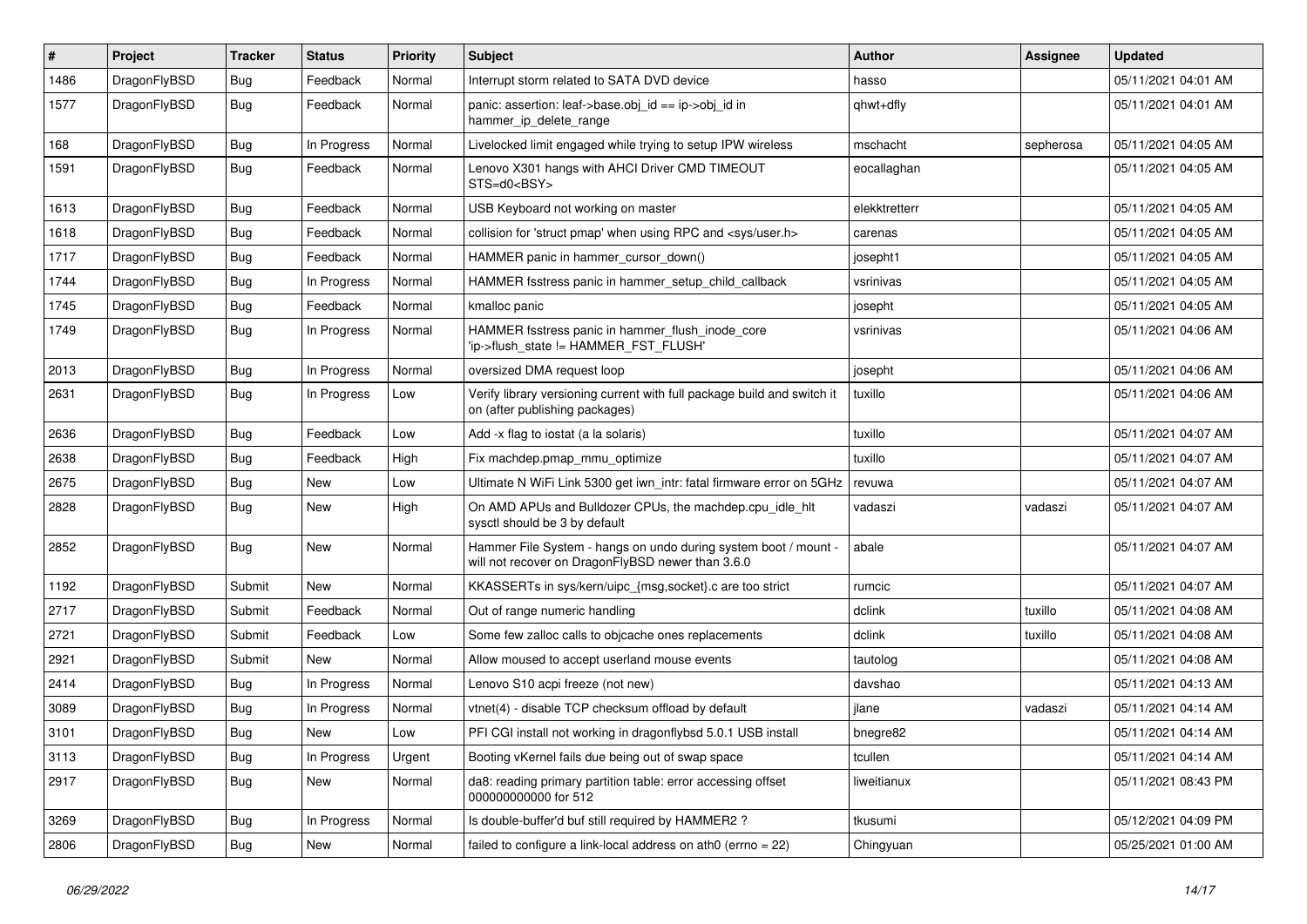| # | Project | Tracker | Status | Priority | Subject | Author | Assignee | Updated |
|---|---|---|---|---|---|---|---|---|
| 1486 | DragonFlyBSD | Bug | Feedback | Normal | Interrupt storm related to SATA DVD device | hasso | | 05/11/2021 04:01 AM |
| 1577 | DragonFlyBSD | Bug | Feedback | Normal | panic: assertion: leaf->base.obj_id == ip->obj_id in hammer_ip_delete_range | qhwt+dfly | | 05/11/2021 04:01 AM |
| 168 | DragonFlyBSD | Bug | In Progress | Normal | Livelocked limit engaged while trying to setup IPW wireless | mschacht | sepherosa | 05/11/2021 04:05 AM |
| 1591 | DragonFlyBSD | Bug | Feedback | Normal | Lenovo X301 hangs with AHCI Driver CMD TIMEOUT STS=d0<BSY> | eocallaghan | | 05/11/2021 04:05 AM |
| 1613 | DragonFlyBSD | Bug | Feedback | Normal | USB Keyboard not working on master | elekktretterr | | 05/11/2021 04:05 AM |
| 1618 | DragonFlyBSD | Bug | Feedback | Normal | collision for 'struct pmap' when using RPC and <sys/user.h> | carenas | | 05/11/2021 04:05 AM |
| 1717 | DragonFlyBSD | Bug | Feedback | Normal | HAMMER panic in hammer_cursor_down() | josepht1 | | 05/11/2021 04:05 AM |
| 1744 | DragonFlyBSD | Bug | In Progress | Normal | HAMMER fsstress panic in hammer_setup_child_callback | vsrinivas | | 05/11/2021 04:05 AM |
| 1745 | DragonFlyBSD | Bug | Feedback | Normal | kmalloc panic | josepht | | 05/11/2021 04:05 AM |
| 1749 | DragonFlyBSD | Bug | In Progress | Normal | HAMMER fsstress panic in hammer_flush_inode_core 'ip->flush_state != HAMMER_FST_FLUSH' | vsrinivas | | 05/11/2021 04:06 AM |
| 2013 | DragonFlyBSD | Bug | In Progress | Normal | oversized DMA request loop | josepht | | 05/11/2021 04:06 AM |
| 2631 | DragonFlyBSD | Bug | In Progress | Low | Verify library versioning current with full package build and switch it on (after publishing packages) | tuxillo | | 05/11/2021 04:06 AM |
| 2636 | DragonFlyBSD | Bug | Feedback | Low | Add -x flag to iostat (a la solaris) | tuxillo | | 05/11/2021 04:07 AM |
| 2638 | DragonFlyBSD | Bug | Feedback | High | Fix machdep.pmap_mmu_optimize | tuxillo | | 05/11/2021 04:07 AM |
| 2675 | DragonFlyBSD | Bug | New | Low | Ultimate N WiFi Link 5300 get iwn_intr: fatal firmware error on 5GHz | revuwa | | 05/11/2021 04:07 AM |
| 2828 | DragonFlyBSD | Bug | New | High | On AMD APUs and Bulldozer CPUs, the machdep.cpu_idle_hlt sysctl should be 3 by default | vadaszi | vadaszi | 05/11/2021 04:07 AM |
| 2852 | DragonFlyBSD | Bug | New | Normal | Hammer File System - hangs on undo during system boot / mount - will not recover on DragonFlyBSD newer than 3.6.0 | abale | | 05/11/2021 04:07 AM |
| 1192 | DragonFlyBSD | Submit | New | Normal | KKASSERTs in sys/kern/uipc_{msg,socket}.c are too strict | rumcic | | 05/11/2021 04:07 AM |
| 2717 | DragonFlyBSD | Submit | Feedback | Normal | Out of range numeric handling | dclink | tuxillo | 05/11/2021 04:08 AM |
| 2721 | DragonFlyBSD | Submit | Feedback | Low | Some few zalloc calls to objcache ones replacements | dclink | tuxillo | 05/11/2021 04:08 AM |
| 2921 | DragonFlyBSD | Submit | New | Normal | Allow moused to accept userland mouse events | tautolog | | 05/11/2021 04:08 AM |
| 2414 | DragonFlyBSD | Bug | In Progress | Normal | Lenovo S10 acpi freeze (not new) | davshao | | 05/11/2021 04:13 AM |
| 3089 | DragonFlyBSD | Bug | In Progress | Normal | vtnet(4) - disable TCP checksum offload by default | jlane | vadaszi | 05/11/2021 04:14 AM |
| 3101 | DragonFlyBSD | Bug | New | Low | PFI CGI install not working in dragonflybsd 5.0.1 USB install | bnegre82 | | 05/11/2021 04:14 AM |
| 3113 | DragonFlyBSD | Bug | In Progress | Urgent | Booting vKernel fails due being out of swap space | tcullen | | 05/11/2021 04:14 AM |
| 2917 | DragonFlyBSD | Bug | New | Normal | da8: reading primary partition table: error accessing offset 000000000000 for 512 | liweitianux | | 05/11/2021 08:43 PM |
| 3269 | DragonFlyBSD | Bug | In Progress | Normal | Is double-buffer'd buf still required by HAMMER2 ? | tkusumi | | 05/12/2021 04:09 PM |
| 2806 | DragonFlyBSD | Bug | New | Normal | failed to configure a link-local address on ath0 (errno = 22) | Chingyuan | | 05/25/2021 01:00 AM |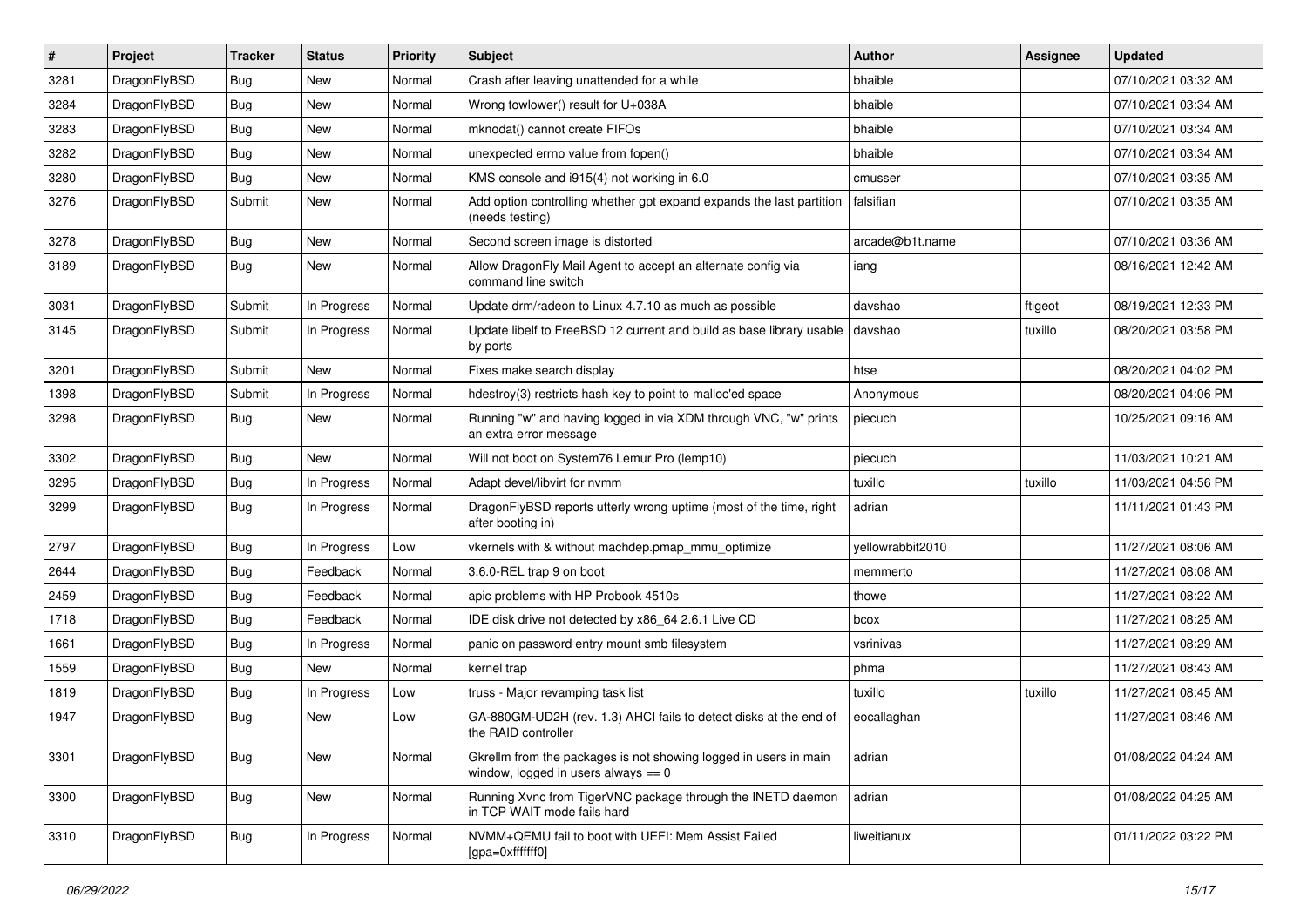| # | Project | Tracker | Status | Priority | Subject | Author | Assignee | Updated |
|---|---|---|---|---|---|---|---|---|
| 3281 | DragonFlyBSD | Bug | New | Normal | Crash after leaving unattended for a while | bhaible | | 07/10/2021 03:32 AM |
| 3284 | DragonFlyBSD | Bug | New | Normal | Wrong towlower() result for U+038A | bhaible | | 07/10/2021 03:34 AM |
| 3283 | DragonFlyBSD | Bug | New | Normal | mknodat() cannot create FIFOs | bhaible | | 07/10/2021 03:34 AM |
| 3282 | DragonFlyBSD | Bug | New | Normal | unexpected errno value from fopen() | bhaible | | 07/10/2021 03:34 AM |
| 3280 | DragonFlyBSD | Bug | New | Normal | KMS console and i915(4) not working in 6.0 | cmusser | | 07/10/2021 03:35 AM |
| 3276 | DragonFlyBSD | Submit | New | Normal | Add option controlling whether gpt expand expands the last partition (needs testing) | falsifian | | 07/10/2021 03:35 AM |
| 3278 | DragonFlyBSD | Bug | New | Normal | Second screen image is distorted | arcade@b1t.name | | 07/10/2021 03:36 AM |
| 3189 | DragonFlyBSD | Bug | New | Normal | Allow DragonFly Mail Agent to accept an alternate config via command line switch | iang | | 08/16/2021 12:42 AM |
| 3031 | DragonFlyBSD | Submit | In Progress | Normal | Update drm/radeon to Linux 4.7.10 as much as possible | davshao | ftigeot | 08/19/2021 12:33 PM |
| 3145 | DragonFlyBSD | Submit | In Progress | Normal | Update libelf to FreeBSD 12 current and build as base library usable by ports | davshao | tuxillo | 08/20/2021 03:58 PM |
| 3201 | DragonFlyBSD | Submit | New | Normal | Fixes make search display | htse | | 08/20/2021 04:02 PM |
| 1398 | DragonFlyBSD | Submit | In Progress | Normal | hdestroy(3) restricts hash key to point to malloc'ed space | Anonymous | | 08/20/2021 04:06 PM |
| 3298 | DragonFlyBSD | Bug | New | Normal | Running "w" and having logged in via XDM through VNC, "w" prints an extra error message | piecuch | | 10/25/2021 09:16 AM |
| 3302 | DragonFlyBSD | Bug | New | Normal | Will not boot on System76 Lemur Pro (lemp10) | piecuch | | 11/03/2021 10:21 AM |
| 3295 | DragonFlyBSD | Bug | In Progress | Normal | Adapt devel/libvirt for nvmm | tuxillo | tuxillo | 11/03/2021 04:56 PM |
| 3299 | DragonFlyBSD | Bug | In Progress | Normal | DragonFlyBSD reports utterly wrong uptime (most of the time, right after booting in) | adrian | | 11/11/2021 01:43 PM |
| 2797 | DragonFlyBSD | Bug | In Progress | Low | vkernels with & without machdep.pmap_mmu_optimize | yellowrabbit2010 | | 11/27/2021 08:06 AM |
| 2644 | DragonFlyBSD | Bug | Feedback | Normal | 3.6.0-REL trap 9 on boot | memmerto | | 11/27/2021 08:08 AM |
| 2459 | DragonFlyBSD | Bug | Feedback | Normal | apic problems with HP Probook 4510s | thowe | | 11/27/2021 08:22 AM |
| 1718 | DragonFlyBSD | Bug | Feedback | Normal | IDE disk drive not detected by x86_64 2.6.1 Live CD | bcox | | 11/27/2021 08:25 AM |
| 1661 | DragonFlyBSD | Bug | In Progress | Normal | panic on password entry mount smb filesystem | vsrinivas | | 11/27/2021 08:29 AM |
| 1559 | DragonFlyBSD | Bug | New | Normal | kernel trap | phma | | 11/27/2021 08:43 AM |
| 1819 | DragonFlyBSD | Bug | In Progress | Low | truss - Major revamping task list | tuxillo | tuxillo | 11/27/2021 08:45 AM |
| 1947 | DragonFlyBSD | Bug | New | Low | GA-880GM-UD2H (rev. 1.3) AHCI fails to detect disks at the end of the RAID controller | eocallaghan | | 11/27/2021 08:46 AM |
| 3301 | DragonFlyBSD | Bug | New | Normal | Gkrellm from the packages is not showing logged in users in main window, logged in users always == 0 | adrian | | 01/08/2022 04:24 AM |
| 3300 | DragonFlyBSD | Bug | New | Normal | Running Xvnc from TigerVNC package through the INETD daemon in TCP WAIT mode fails hard | adrian | | 01/08/2022 04:25 AM |
| 3310 | DragonFlyBSD | Bug | In Progress | Normal | NVMM+QEMU fail to boot with UEFI: Mem Assist Failed [gpa=0xfffffff0] | liweitianux | | 01/11/2022 03:22 PM |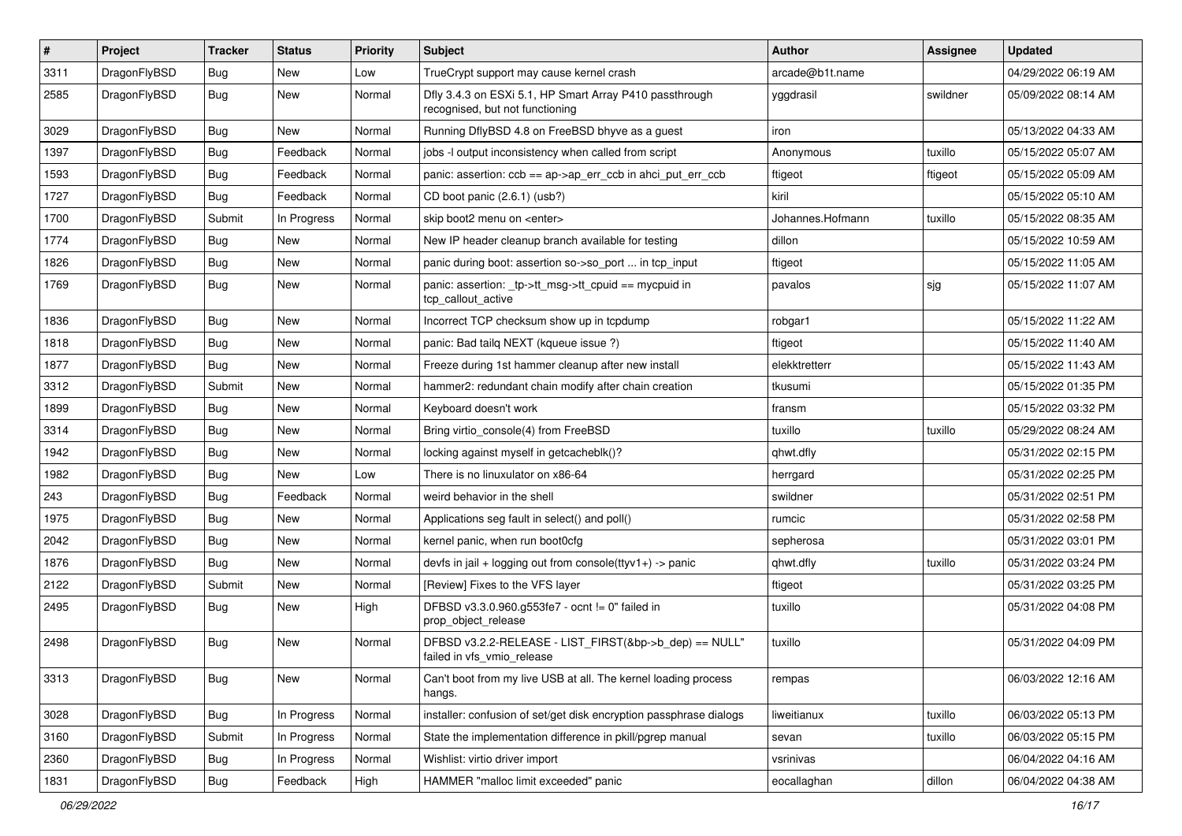| # | Project | Tracker | Status | Priority | Subject | Author | Assignee | Updated |
|---|---|---|---|---|---|---|---|---|
| 3311 | DragonFlyBSD | Bug | New | Low | TrueCrypt support may cause kernel crash | arcade@b1t.name | | 04/29/2022 06:19 AM |
| 2585 | DragonFlyBSD | Bug | New | Normal | Dfly 3.4.3 on ESXi 5.1, HP Smart Array P410 passthrough recognised, but not functioning | yggdrasil | swildner | 05/09/2022 08:14 AM |
| 3029 | DragonFlyBSD | Bug | New | Normal | Running DflyBSD 4.8 on FreeBSD bhyve as a guest | iron | | 05/13/2022 04:33 AM |
| 1397 | DragonFlyBSD | Bug | Feedback | Normal | jobs -I output inconsistency when called from script | Anonymous | tuxillo | 05/15/2022 05:07 AM |
| 1593 | DragonFlyBSD | Bug | Feedback | Normal | panic: assertion: ccb == ap->ap_err_ccb in ahci_put_err_ccb | ftigeot | ftigeot | 05/15/2022 05:09 AM |
| 1727 | DragonFlyBSD | Bug | Feedback | Normal | CD boot panic (2.6.1) (usb?) | kiril | | 05/15/2022 05:10 AM |
| 1700 | DragonFlyBSD | Submit | In Progress | Normal | skip boot2 menu on <enter> | Johannes.Hofmann | tuxillo | 05/15/2022 08:35 AM |
| 1774 | DragonFlyBSD | Bug | New | Normal | New IP header cleanup branch available for testing | dillon | | 05/15/2022 10:59 AM |
| 1826 | DragonFlyBSD | Bug | New | Normal | panic during boot: assertion so->so_port ... in tcp_input | ftigeot | | 05/15/2022 11:05 AM |
| 1769 | DragonFlyBSD | Bug | New | Normal | panic: assertion: _tp->tt_msg->tt_cpuid == mycpuid in tcp_callout_active | pavalos | sjg | 05/15/2022 11:07 AM |
| 1836 | DragonFlyBSD | Bug | New | Normal | Incorrect TCP checksum show up in tcpdump | robgar1 | | 05/15/2022 11:22 AM |
| 1818 | DragonFlyBSD | Bug | New | Normal | panic: Bad tailq NEXT (kqueue issue ?) | ftigeot | | 05/15/2022 11:40 AM |
| 1877 | DragonFlyBSD | Bug | New | Normal | Freeze during 1st hammer cleanup after new install | elekktretterr | | 05/15/2022 11:43 AM |
| 3312 | DragonFlyBSD | Submit | New | Normal | hammer2: redundant chain modify after chain creation | tkusumi | | 05/15/2022 01:35 PM |
| 1899 | DragonFlyBSD | Bug | New | Normal | Keyboard doesn't work | fransm | | 05/15/2022 03:32 PM |
| 3314 | DragonFlyBSD | Bug | New | Normal | Bring virtio_console(4) from FreeBSD | tuxillo | tuxillo | 05/29/2022 08:24 AM |
| 1942 | DragonFlyBSD | Bug | New | Normal | locking against myself in getcacheblk()? | qhwt.dfly | | 05/31/2022 02:15 PM |
| 1982 | DragonFlyBSD | Bug | New | Low | There is no linuxulator on x86-64 | herrgard | | 05/31/2022 02:25 PM |
| 243 | DragonFlyBSD | Bug | Feedback | Normal | weird behavior in the shell | swildner | | 05/31/2022 02:51 PM |
| 1975 | DragonFlyBSD | Bug | New | Normal | Applications seg fault in select() and poll() | rumcic | | 05/31/2022 02:58 PM |
| 2042 | DragonFlyBSD | Bug | New | Normal | kernel panic, when run boot0cfg | sepherosa | | 05/31/2022 03:01 PM |
| 1876 | DragonFlyBSD | Bug | New | Normal | devfs in jail + logging out from console(ttyv1+) -> panic | qhwt.dfly | tuxillo | 05/31/2022 03:24 PM |
| 2122 | DragonFlyBSD | Submit | New | Normal | [Review] Fixes to the VFS layer | ftigeot | | 05/31/2022 03:25 PM |
| 2495 | DragonFlyBSD | Bug | New | High | DFBSD v3.3.0.960.g553fe7 - ocnt != 0" failed in prop_object_release | tuxillo | | 05/31/2022 04:08 PM |
| 2498 | DragonFlyBSD | Bug | New | Normal | DFBSD v3.2.2-RELEASE - LIST_FIRST(&bp->b_dep) == NULL" failed in vfs_vmio_release | tuxillo | | 05/31/2022 04:09 PM |
| 3313 | DragonFlyBSD | Bug | New | Normal | Can't boot from my live USB at all. The kernel loading process hangs. | rempas | | 06/03/2022 12:16 AM |
| 3028 | DragonFlyBSD | Bug | In Progress | Normal | installer: confusion of set/get disk encryption passphrase dialogs | liweitianux | tuxillo | 06/03/2022 05:13 PM |
| 3160 | DragonFlyBSD | Submit | In Progress | Normal | State the implementation difference in pkill/pgrep manual | sevan | tuxillo | 06/03/2022 05:15 PM |
| 2360 | DragonFlyBSD | Bug | In Progress | Normal | Wishlist: virtio driver import | vsrinivas | | 06/04/2022 04:16 AM |
| 1831 | DragonFlyBSD | Bug | Feedback | High | HAMMER "malloc limit exceeded" panic | eocallaghan | dillon | 06/04/2022 04:38 AM |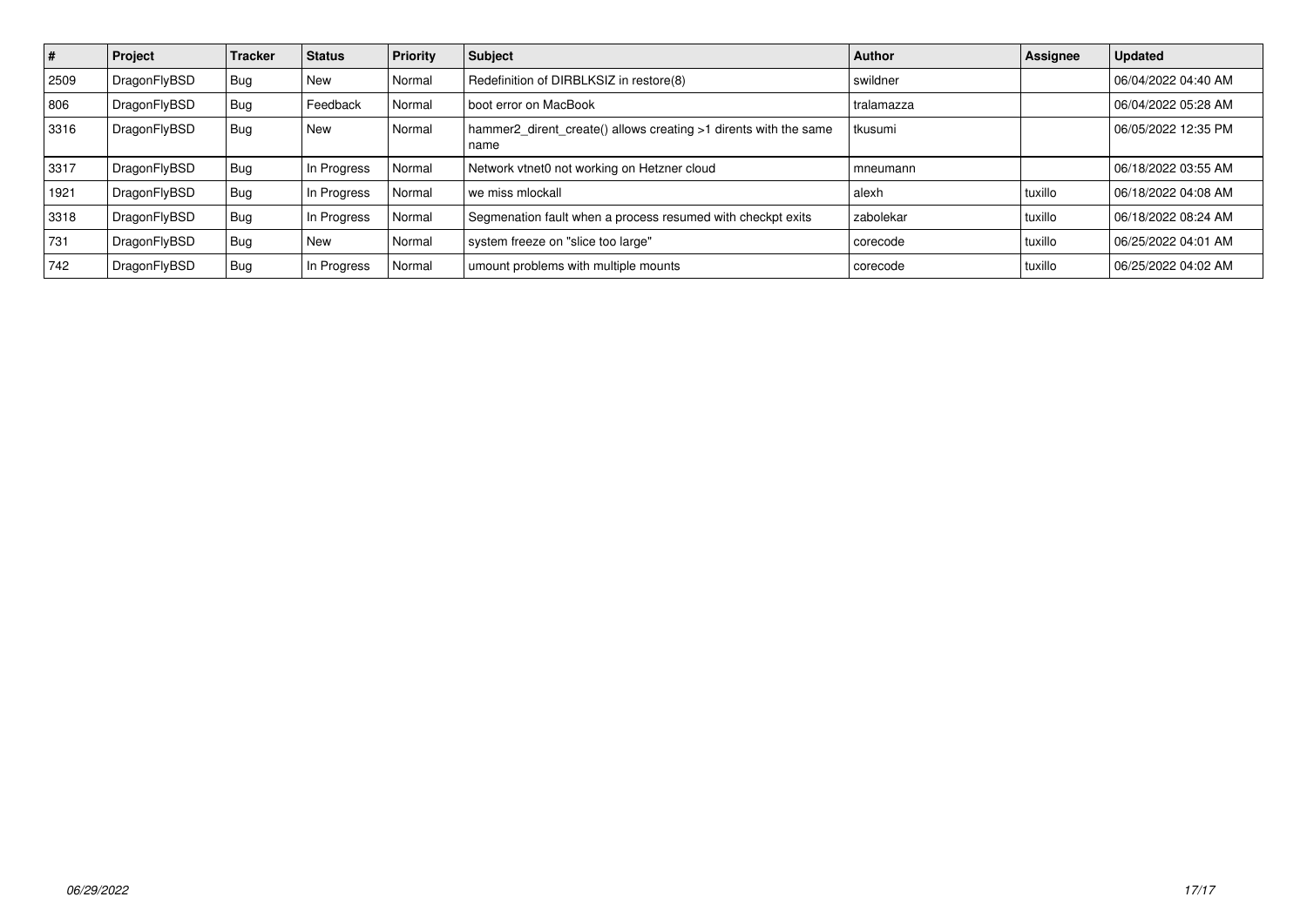| # | Project | Tracker | Status | Priority | Subject | Author | Assignee | Updated |
|---|---|---|---|---|---|---|---|---|
| 2509 | DragonFlyBSD | Bug | New | Normal | Redefinition of DIRBLKSIZ in restore(8) | swildner | | 06/04/2022 04:40 AM |
| 806 | DragonFlyBSD | Bug | Feedback | Normal | boot error on MacBook | tralamazza | | 06/04/2022 05:28 AM |
| 3316 | DragonFlyBSD | Bug | New | Normal | hammer2_dirent_create() allows creating >1 dirents with the same name | tkusumi | | 06/05/2022 12:35 PM |
| 3317 | DragonFlyBSD | Bug | In Progress | Normal | Network vtnet0 not working on Hetzner cloud | mneumann | | 06/18/2022 03:55 AM |
| 1921 | DragonFlyBSD | Bug | In Progress | Normal | we miss mlockall | alexh | tuxillo | 06/18/2022 04:08 AM |
| 3318 | DragonFlyBSD | Bug | In Progress | Normal | Segmenation fault when a process resumed with checkpt exits | zabolekar | tuxillo | 06/18/2022 08:24 AM |
| 731 | DragonFlyBSD | Bug | New | Normal | system freeze on "slice too large" | corecode | tuxillo | 06/25/2022 04:01 AM |
| 742 | DragonFlyBSD | Bug | In Progress | Normal | umount problems with multiple mounts | corecode | tuxillo | 06/25/2022 04:02 AM |